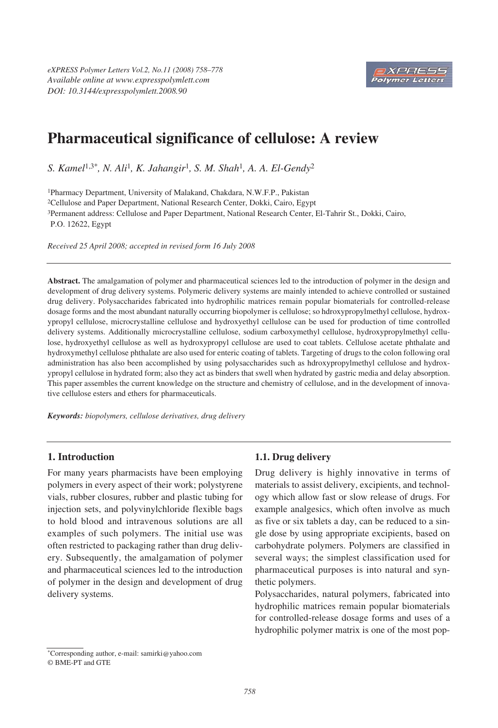# Pharmaceutical significance of cellulose: A review

*S. Kamel*[1,3*], *N. Ali*[1], *K. Jahangir*[1], *S. M. Shah*[1], *A. A. El-Gendy*[2]

[1]Pharmacy Department, University of Malakand, Chakdara, N.W.F.P., Pakistan
[2]Cellulose and Paper Department, National Research Center, Dokki, Cairo, Egypt
[3]Permanent address: Cellulose and Paper Department, National Research Center, El-Tahrir St., Dokki, Cairo, P.O. 12622, Egypt

*Received 25 April 2008; accepted in revised form 16 July 2008*

**Abstract.** The amalgamation of polymer and pharmaceutical sciences led to the introduction of polymer in the design and development of drug delivery systems. Polymeric delivery systems are mainly intended to achieve controlled or sustained drug delivery. Polysaccharides fabricated into hydrophilic matrices remain popular biomaterials for controlled-release dosage forms and the most abundant naturally occurring biopolymer is cellulose; so hdroxypropylmethyl cellulose, hydroxypropyl cellulose, microcrystalline cellulose and hydroxyethyl cellulose can be used for production of time controlled delivery systems. Additionally microcrystalline cellulose, sodium carboxymethyl cellulose, hydroxypropylmethyl cellulose, hydroxyethyl cellulose as well as hydroxypropyl cellulose are used to coat tablets. Cellulose acetate phthalate and hydroxymethyl cellulose phthalate are also used for enteric coating of tablets. Targeting of drugs to the colon following oral administration has also been accomplished by using polysaccharides such as hdroxypropylmethyl cellulose and hydroxypropyl cellulose in hydrated form; also they act as binders that swell when hydrated by gastric media and delay absorption. This paper assembles the current knowledge on the structure and chemistry of cellulose, and in the development of innovative cellulose esters and ethers for pharmaceuticals.

***Keywords:*** *biopolymers, cellulose derivatives, drug delivery*

## 1. Introduction

For many years pharmacists have been employing polymers in every aspect of their work; polystyrene vials, rubber closures, rubber and plastic tubing for injection sets, and polyvinylchloride flexible bags to hold blood and intravenous solutions are all examples of such polymers. The initial use was often restricted to packaging rather than drug delivery. Subsequently, the amalgamation of polymer and pharmaceutical sciences led to the introduction of polymer in the design and development of drug delivery systems.

### 1.1. Drug delivery

Drug delivery is highly innovative in terms of materials to assist delivery, excipients, and technology which allow fast or slow release of drugs. For example analgesics, which often involve as much as five or six tablets a day, can be reduced to a single dose by using appropriate excipients, based on carbohydrate polymers. Polymers are classified in several ways; the simplest classification used for pharmaceutical purposes is into natural and synthetic polymers.

Polysaccharides, natural polymers, fabricated into hydrophilic matrices remain popular biomaterials for controlled-release dosage forms and uses of a hydrophilic polymer matrix is one of the most pop-

*Corresponding author, e-mail: samirki@yahoo.com
© BME-PT and GTE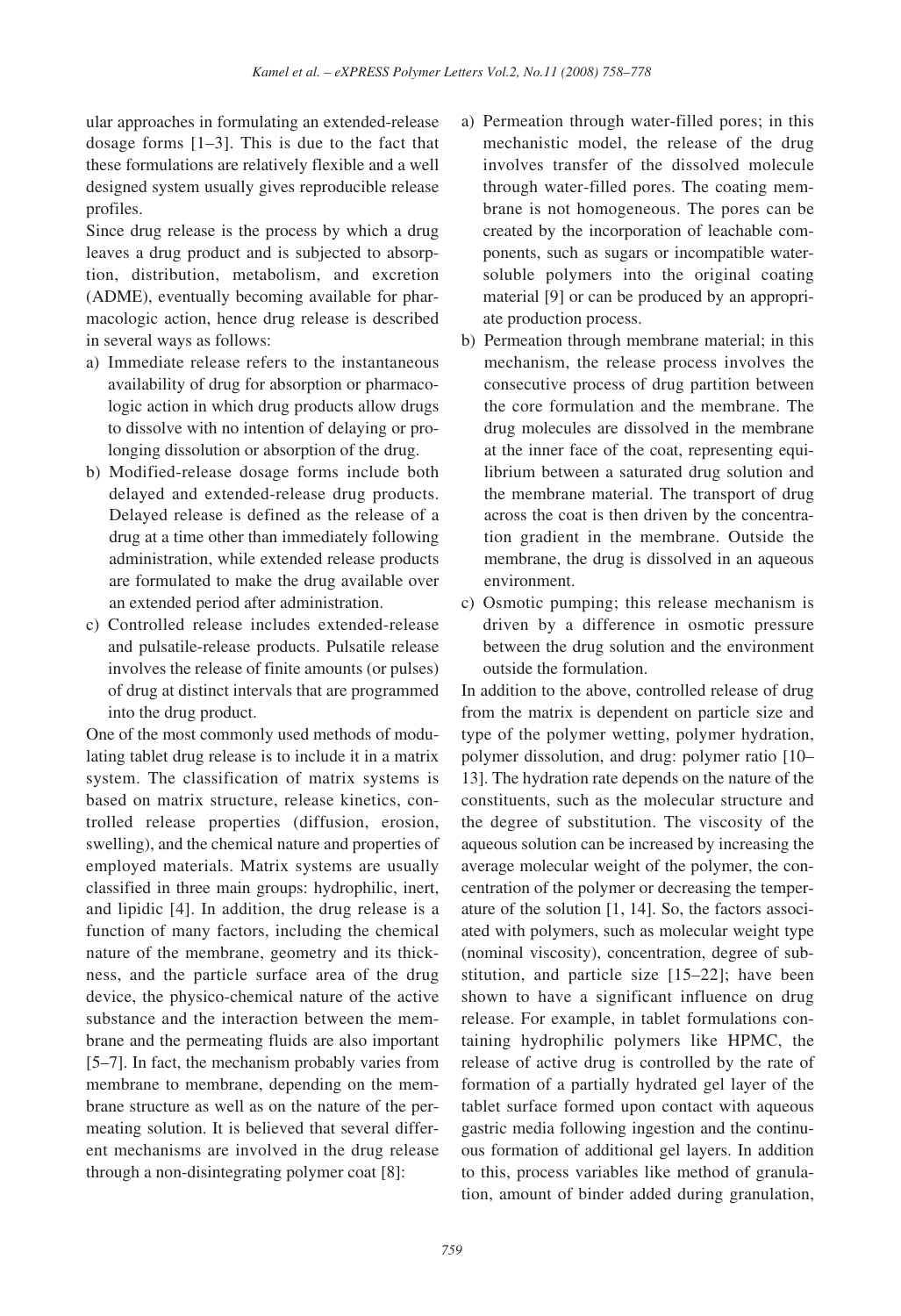ular approaches in formulating an extended-release dosage forms [1–3]. This is due to the fact that these formulations are relatively flexible and a well designed system usually gives reproducible release profiles.

Since drug release is the process by which a drug leaves a drug product and is subjected to absorption, distribution, metabolism, and excretion (ADME), eventually becoming available for pharmacologic action, hence drug release is described in several ways as follows:

a) Immediate release refers to the instantaneous availability of drug for absorption or pharmacologic action in which drug products allow drugs to dissolve with no intention of delaying or prolonging dissolution or absorption of the drug.
b) Modified-release dosage forms include both delayed and extended-release drug products. Delayed release is defined as the release of a drug at a time other than immediately following administration, while extended release products are formulated to make the drug available over an extended period after administration.
c) Controlled release includes extended-release and pulsatile-release products. Pulsatile release involves the release of finite amounts (or pulses) of drug at distinct intervals that are programmed into the drug product.

One of the most commonly used methods of modulating tablet drug release is to include it in a matrix system. The classification of matrix systems is based on matrix structure, release kinetics, controlled release properties (diffusion, erosion, swelling), and the chemical nature and properties of employed materials. Matrix systems are usually classified in three main groups: hydrophilic, inert, and lipidic [4]. In addition, the drug release is a function of many factors, including the chemical nature of the membrane, geometry and its thickness, and the particle surface area of the drug device, the physico-chemical nature of the active substance and the interaction between the membrane and the permeating fluids are also important [5–7]. In fact, the mechanism probably varies from membrane to membrane, depending on the membrane structure as well as on the nature of the permeating solution. It is believed that several different mechanisms are involved in the drug release through a non-disintegrating polymer coat [8]:

a) Permeation through water-filled pores; in this mechanistic model, the release of the drug involves transfer of the dissolved molecule through water-filled pores. The coating membrane is not homogeneous. The pores can be created by the incorporation of leachable components, such as sugars or incompatible water-soluble polymers into the original coating material [9] or can be produced by an appropriate production process.
b) Permeation through membrane material; in this mechanism, the release process involves the consecutive process of drug partition between the core formulation and the membrane. The drug molecules are dissolved in the membrane at the inner face of the coat, representing equilibrium between a saturated drug solution and the membrane material. The transport of drug across the coat is then driven by the concentration gradient in the membrane. Outside the membrane, the drug is dissolved in an aqueous environment.
c) Osmotic pumping; this release mechanism is driven by a difference in osmotic pressure between the drug solution and the environment outside the formulation.

In addition to the above, controlled release of drug from the matrix is dependent on particle size and type of the polymer wetting, polymer hydration, polymer dissolution, and drug: polymer ratio [10–13]. The hydration rate depends on the nature of the constituents, such as the molecular structure and the degree of substitution. The viscosity of the aqueous solution can be increased by increasing the average molecular weight of the polymer, the concentration of the polymer or decreasing the temperature of the solution [1, 14]. So, the factors associated with polymers, such as molecular weight type (nominal viscosity), concentration, degree of substitution, and particle size [15–22]; have been shown to have a significant influence on drug release. For example, in tablet formulations containing hydrophilic polymers like HPMC, the release of active drug is controlled by the rate of formation of a partially hydrated gel layer of the tablet surface formed upon contact with aqueous gastric media following ingestion and the continuous formation of additional gel layers. In addition to this, process variables like method of granulation, amount of binder added during granulation,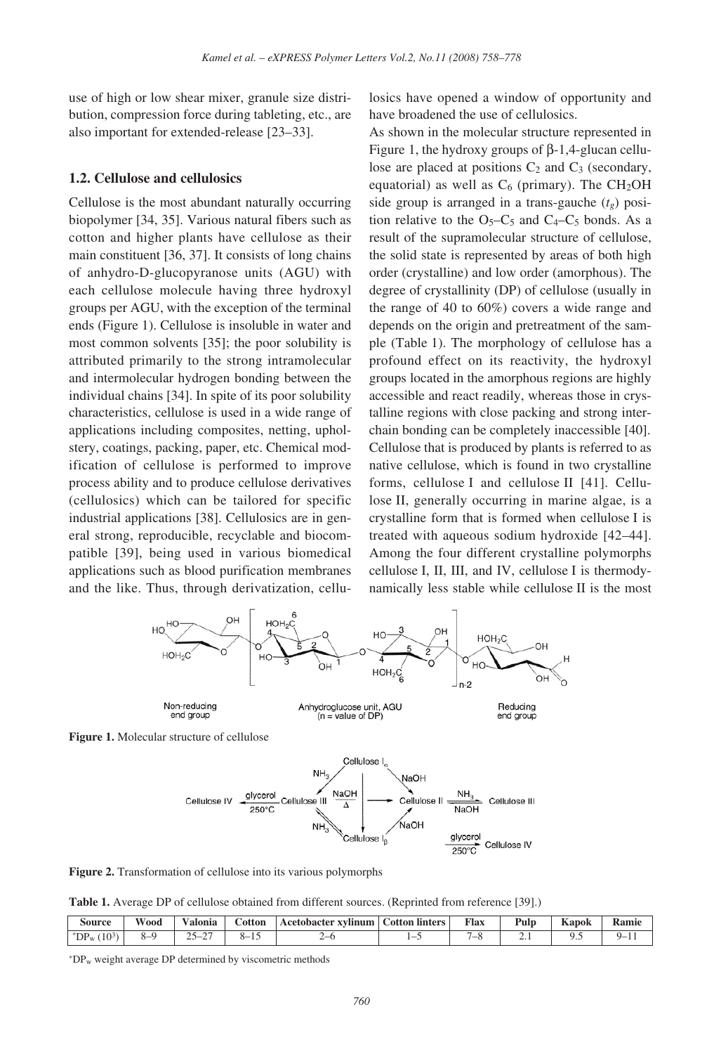use of high or low shear mixer, granule size distribution, compression force during tableting, etc., are also important for extended-release [23–33].

## 1.2. Cellulose and cellulosics

Cellulose is the most abundant naturally occurring biopolymer [34, 35]. Various natural fibers such as cotton and higher plants have cellulose as their main constituent [36, 37]. It consists of long chains of anhydro-D-glucopyranose units (AGU) with each cellulose molecule having three hydroxyl groups per AGU, with the exception of the terminal ends (Figure 1). Cellulose is insoluble in water and most common solvents [35]; the poor solubility is attributed primarily to the strong intramolecular and intermolecular hydrogen bonding between the individual chains [34]. In spite of its poor solubility characteristics, cellulose is used in a wide range of applications including composites, netting, upholstery, coatings, packing, paper, etc. Chemical modification of cellulose is performed to improve process ability and to produce cellulose derivatives (cellulosics) which can be tailored for specific industrial applications [38]. Cellulosics are in general strong, reproducible, recyclable and biocompatible [39], being used in various biomedical applications such as blood purification membranes and the like. Thus, through derivatization, cellulosics have opened a window of opportunity and have broadened the use of cellulosics.

As shown in the molecular structure represented in Figure 1, the hydroxy groups of β-1,4-glucan cellulose are placed at positions $C_2$ and $C_3$ (secondary, equatorial) as well as $C_6$ (primary). The $CH_2OH$ side group is arranged in a trans-gauche ($t_g$) position relative to the $O_5$–$C_5$ and $C_4$–$C_5$ bonds. As a result of the supramolecular structure of cellulose, the solid state is represented by areas of both high order (crystalline) and low order (amorphous). The degree of crystallinity (DP) of cellulose (usually in the range of 40 to 60%) covers a wide range and depends on the origin and pretreatment of the sample (Table 1). The morphology of cellulose has a profound effect on its reactivity, the hydroxyl groups located in the amorphous regions are highly accessible and react readily, whereas those in crystalline regions with close packing and strong interchain bonding can be completely inaccessible [40]. Cellulose that is produced by plants is referred to as native cellulose, which is found in two crystalline forms, cellulose I and cellulose II [41]. Cellulose II, generally occurring in marine algae, is a crystalline form that is formed when cellulose I is treated with aqueous sodium hydroxide [42–44]. Among the four different crystalline polymorphs cellulose I, II, III, and IV, cellulose I is thermodynamically less stable while cellulose II is the most

**Figure 1.** Molecular structure of cellulose

**Figure 2.** Transformation of cellulose into its various polymorphs

**Table 1.** Average DP of cellulose obtained from different sources. (Reprinted from reference [39].)

| Source | Wood | Valonia | Cotton | Acetobacter xylinum | Cotton linters | Flax | Pulp | Kapok | Ramie |
|---|---|---|---|---|---|---|---|---|---|
| *$DP_w$ ($10^3$) | 8–9 | 25–27 | 8–15 | 2–6 | 1–5 | 7–8 | 2.1 | 9.5 | 9–11 |

*$DP_w$ weight average DP determined by viscometric methods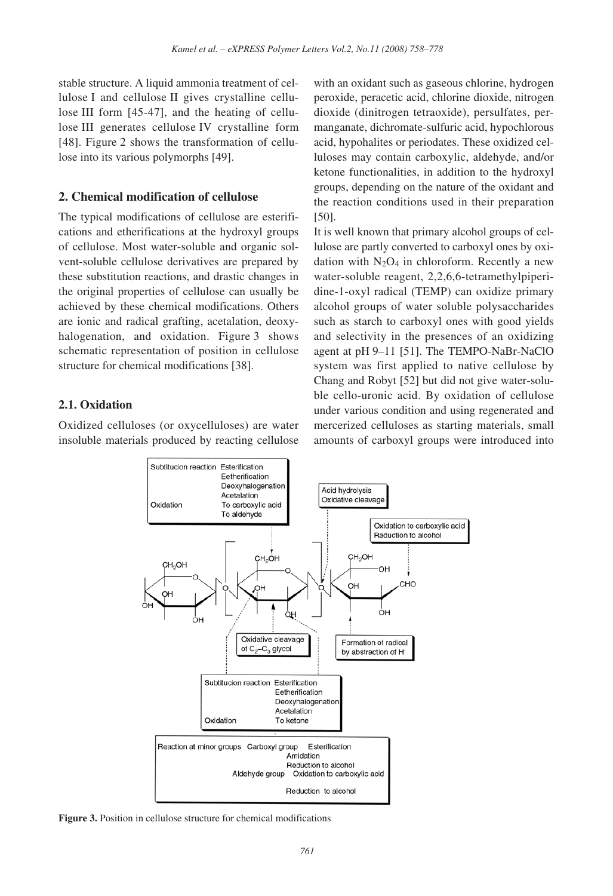stable structure. A liquid ammonia treatment of cellulose I and cellulose II gives crystalline cellulose III form [45-47], and the heating of cellulose III generates cellulose IV crystalline form [48]. Figure 2 shows the transformation of cellulose into its various polymorphs [49].

## 2. Chemical modification of cellulose

The typical modifications of cellulose are esterifications and etherifications at the hydroxyl groups of cellulose. Most water-soluble and organic solvent-soluble cellulose derivatives are prepared by these substitution reactions, and drastic changes in the original properties of cellulose can usually be achieved by these chemical modifications. Others are ionic and radical grafting, acetalation, deoxyhalogenation, and oxidation. Figure 3 shows schematic representation of position in cellulose structure for chemical modifications [38].

### 2.1. Oxidation

Oxidized celluloses (or oxycelluloses) are water insoluble materials produced by reacting cellulose with an oxidant such as gaseous chlorine, hydrogen peroxide, peracetic acid, chlorine dioxide, nitrogen dioxide (dinitrogen tetraoxide), persulfates, permanganate, dichromate-sulfuric acid, hypochlorous acid, hypohalites or periodates. These oxidized celluloses may contain carboxylic, aldehyde, and/or ketone functionalities, in addition to the hydroxyl groups, depending on the nature of the oxidant and the reaction conditions used in their preparation [50].

It is well known that primary alcohol groups of cellulose are partly converted to carboxyl ones by oxidation with $N_2O_4$ in chloroform. Recently a new water-soluble reagent, 2,2,6,6-tetramethylpiperidine-1-oxyl radical (TEMP) can oxidize primary alcohol groups of water soluble polysaccharides such as starch to carboxyl ones with good yields and selectivity in the presences of an oxidizing agent at pH 9–11 [51]. The TEMPO-NaBr-NaClO system was first applied to native cellulose by Chang and Robyt [52] but did not give water-soluble cello-uronic acid. By oxidation of cellulose under various condition and using regenerated and mercerized celluloses as starting materials, small amounts of carboxyl groups were introduced into

**Figure 3.** Position in cellulose structure for chemical modifications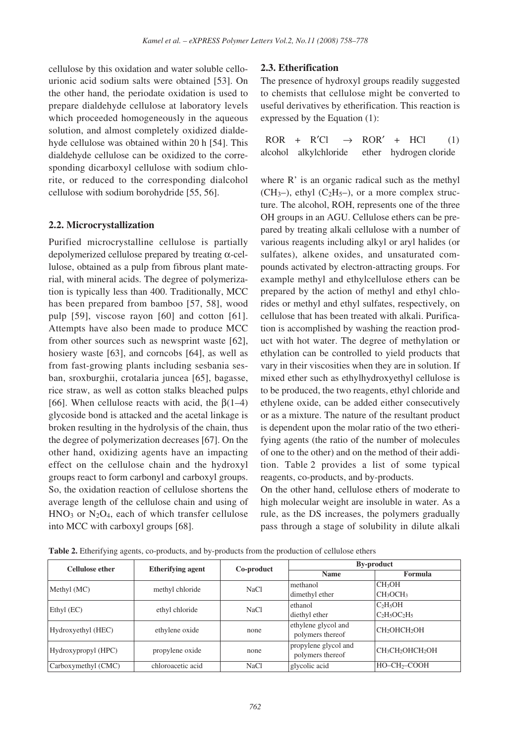cellulose by this oxidation and water soluble cellourionic acid sodium salts were obtained [53]. On the other hand, the periodate oxidation is used to prepare dialdehyde cellulose at laboratory levels which proceeded homogeneously in the aqueous solution, and almost completely oxidized dialdehyde cellulose was obtained within 20 h [54]. This dialdehyde cellulose can be oxidized to the corresponding dicarboxyl cellulose with sodium chlorite, or reduced to the corresponding dialcohol cellulose with sodium borohydride [55, 56].

## 2.2. Microcrystallization

Purified microcrystalline cellulose is partially depolymerized cellulose prepared by treating α-cellulose, obtained as a pulp from fibrous plant material, with mineral acids. The degree of polymerization is typically less than 400. Traditionally, MCC has been prepared from bamboo [57, 58], wood pulp [59], viscose rayon [60] and cotton [61]. Attempts have also been made to produce MCC from other sources such as newsprint waste [62], hosiery waste [63], and corncobs [64], as well as from fast-growing plants including sesbania sesban, sroxburghii, crotalaria juncea [65], bagasse, rice straw, as well as cotton stalks bleached pulps [66]. When cellulose reacts with acid, the β(1–4) glycoside bond is attacked and the acetal linkage is broken resulting in the hydrolysis of the chain, thus the degree of polymerization decreases [67]. On the other hand, oxidizing agents have an impacting effect on the cellulose chain and the hydroxyl groups react to form carbonyl and carboxyl groups. So, the oxidation reaction of cellulose shortens the average length of the cellulose chain and using of $HNO_3$ or $N_2O_4$, each of which transfer cellulose into MCC with carboxyl groups [68].

## 2.3. Etherification

The presence of hydroxyl groups readily suggested to chemists that cellulose might be converted to useful derivatives by etherification. This reaction is expressed by the Equation (1):

$$\underset{\text{alcohol}}{ROR} + \underset{\text{alkylchloride}}{R'Cl} \rightarrow \underset{\text{ether}}{ROR'} + \underset{\text{hydrogen cloride}}{HCl} \qquad (1)$$

where R' is an organic radical such as the methyl ($CH_3$–), ethyl ($C_2H_5$–), or a more complex structure. The alcohol, ROH, represents one of the three OH groups in an AGU. Cellulose ethers can be prepared by treating alkali cellulose with a number of various reagents including alkyl or aryl halides (or sulfates), alkene oxides, and unsaturated compounds activated by electron-attracting groups. For example methyl and ethylcellulose ethers can be prepared by the action of methyl and ethyl chlorides or methyl and ethyl sulfates, respectively, on cellulose that has been treated with alkali. Purification is accomplished by washing the reaction product with hot water. The degree of methylation or ethylation can be controlled to yield products that vary in their viscosities when they are in solution. If mixed ether such as ethylhydroxyethyl cellulose is to be produced, the two reagents, ethyl chloride and ethylene oxide, can be added either consecutively or as a mixture. The nature of the resultant product is dependent upon the molar ratio of the two etherifying agents (the ratio of the number of molecules of one to the other) and on the method of their addition. Table 2 provides a list of some typical reagents, co-products, and by-products.

On the other hand, cellulose ethers of moderate to high molecular weight are insoluble in water. As a rule, as the DS increases, the polymers gradually pass through a stage of solubility in dilute alkali

**Table 2.** Etherifying agents, co-products, and by-products from the production of cellulose ethers

| Cellulose ether | Etherifying agent | Co-product | By-product | |
|---|---|---|---|---|
| | | | Name | Formula |
| Methyl (MC) | methyl chloride | NaCl | methanol<br>dimethyl ether | $CH_3OH$<br>$CH_3OCH_3$ |
| Ethyl (EC) | ethyl chloride | NaCl | ethanol<br>diethyl ether | $C_2H_5OH$<br>$C_2H_5OC_2H_5$ |
| Hydroxyethyl (HEC) | ethylene oxide | none | ethylene glycol and polymers thereof | $CH_2OHCH_2OH$ |
| Hydroxypropyl (HPC) | propylene oxide | none | propylene glycol and polymers thereof | $CH_3CH_2OHCH_2OH$ |
| Carboxymethyl (CMC) | chloroacetic acid | NaCl | glycolic acid | HO–$CH_2$–COOH |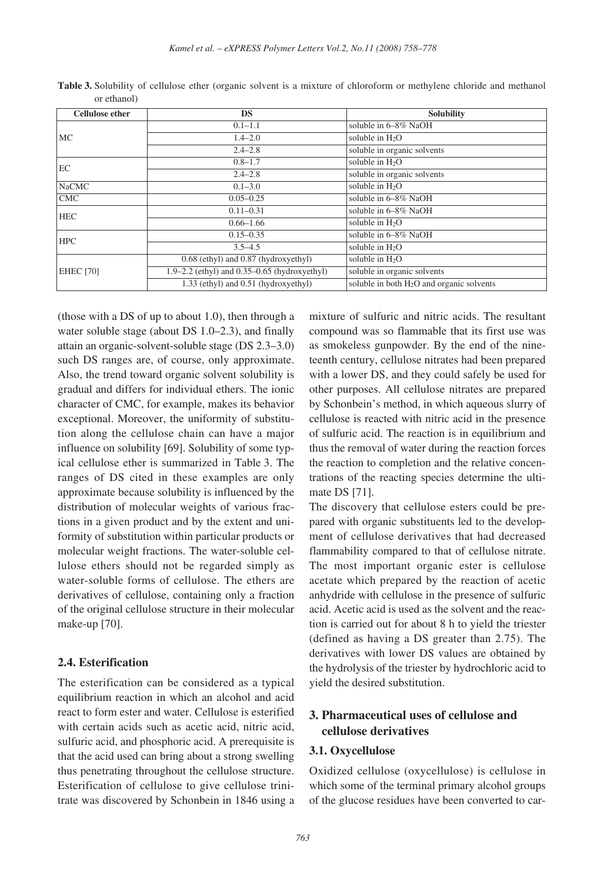**Table 3.** Solubility of cellulose ether (organic solvent is a mixture of chloroform or methylene chloride and methanol or ethanol)

| Cellulose ether | DS | Solubility |
|---|---|---|
| MC | 0.1–1.1 | soluble in 6–8% NaOH |
| | 1.4–2.0 | soluble in $H_2O$ |
| | 2.4–2.8 | soluble in organic solvents |
| EC | 0.8–1.7 | soluble in $H_2O$ |
| | 2.4–2.8 | soluble in organic solvents |
| NaCMC | 0.1–3.0 | soluble in $H_2O$ |
| CMC | 0.05–0.25 | soluble in 6–8% NaOH |
| HEC | 0.11–0.31 | soluble in 6–8% NaOH |
| | 0.66–1.66 | soluble in $H_2O$ |
| HPC | 0.15–0.35 | soluble in 6–8% NaOH |
| | 3.5–4.5 | soluble in $H_2O$ |
| EHEC [70] | 0.68 (ethyl) and 0.87 (hydroxyethyl) | soluble in $H_2O$ |
| | 1.9–2.2 (ethyl) and 0.35–0.65 (hydroxyethyl) | soluble in organic solvents |
| | 1.33 (ethyl) and 0.51 (hydroxyethyl) | soluble in both $H_2O$ and organic solvents |

(those with a DS of up to about 1.0), then through a water soluble stage (about DS 1.0–2.3), and finally attain an organic-solvent-soluble stage (DS 2.3–3.0) such DS ranges are, of course, only approximate. Also, the trend toward organic solvent solubility is gradual and differs for individual ethers. The ionic character of CMC, for example, makes its behavior exceptional. Moreover, the uniformity of substitution along the cellulose chain can have a major influence on solubility [69]. Solubility of some typical cellulose ether is summarized in Table 3. The ranges of DS cited in these examples are only approximate because solubility is influenced by the distribution of molecular weights of various fractions in a given product and by the extent and uniformity of substitution within particular products or molecular weight fractions. The water-soluble cellulose ethers should not be regarded simply as water-soluble forms of cellulose. The ethers are derivatives of cellulose, containing only a fraction of the original cellulose structure in their molecular make-up [70].

### 2.4. Esterification

The esterification can be considered as a typical equilibrium reaction in which an alcohol and acid react to form ester and water. Cellulose is esterified with certain acids such as acetic acid, nitric acid, sulfuric acid, and phosphoric acid. A prerequisite is that the acid used can bring about a strong swelling thus penetrating throughout the cellulose structure. Esterification of cellulose to give cellulose trinitrate was discovered by Schonbein in 1846 using a mixture of sulfuric and nitric acids. The resultant compound was so flammable that its first use was as smokeless gunpowder. By the end of the nineteenth century, cellulose nitrates had been prepared with a lower DS, and they could safely be used for other purposes. All cellulose nitrates are prepared by Schonbein's method, in which aqueous slurry of cellulose is reacted with nitric acid in the presence of sulfuric acid. The reaction is in equilibrium and thus the removal of water during the reaction forces the reaction to completion and the relative concentrations of the reacting species determine the ultimate DS [71].

The discovery that cellulose esters could be prepared with organic substituents led to the development of cellulose derivatives that had decreased flammability compared to that of cellulose nitrate. The most important organic ester is cellulose acetate which prepared by the reaction of acetic anhydride with cellulose in the presence of sulfuric acid. Acetic acid is used as the solvent and the reaction is carried out for about 8 h to yield the triester (defined as having a DS greater than 2.75). The derivatives with lower DS values are obtained by the hydrolysis of the triester by hydrochloric acid to yield the desired substitution.

## 3. Pharmaceutical uses of cellulose and cellulose derivatives

### 3.1. Oxycellulose

Oxidized cellulose (oxycellulose) is cellulose in which some of the terminal primary alcohol groups of the glucose residues have been converted to car-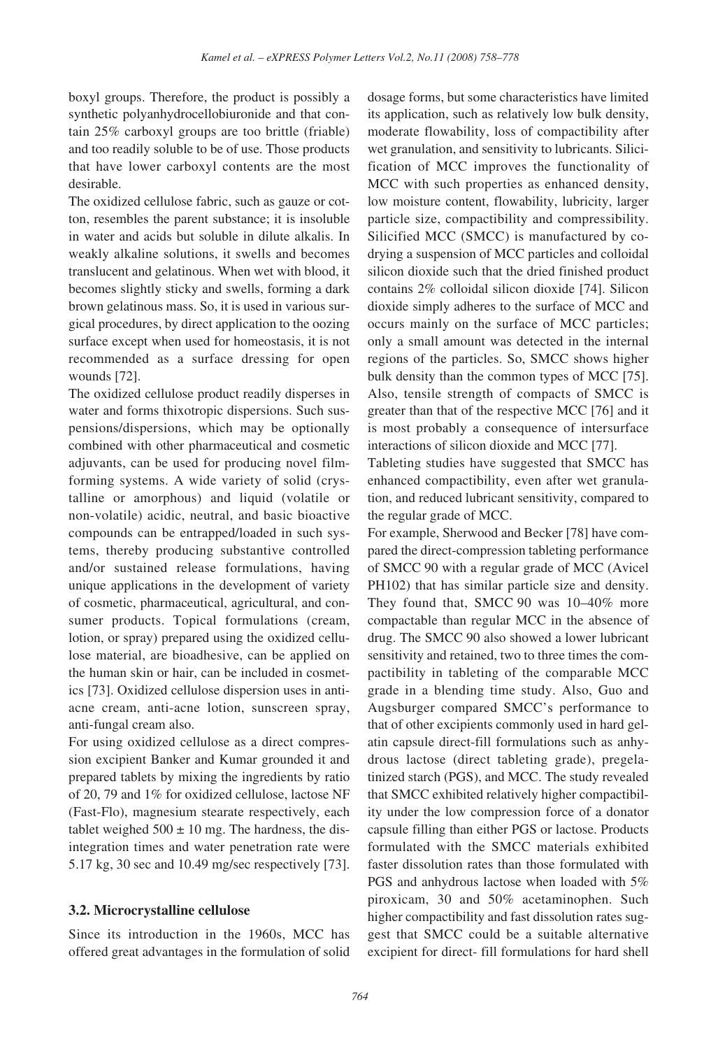boxyl groups. Therefore, the product is possibly a synthetic polyanhydrocellobiuronide and that contain 25% carboxyl groups are too brittle (friable) and too readily soluble to be of use. Those products that have lower carboxyl contents are the most desirable.

The oxidized cellulose fabric, such as gauze or cotton, resembles the parent substance; it is insoluble in water and acids but soluble in dilute alkalis. In weakly alkaline solutions, it swells and becomes translucent and gelatinous. When wet with blood, it becomes slightly sticky and swells, forming a dark brown gelatinous mass. So, it is used in various surgical procedures, by direct application to the oozing surface except when used for homeostasis, it is not recommended as a surface dressing for open wounds [72].

The oxidized cellulose product readily disperses in water and forms thixotropic dispersions. Such suspensions/dispersions, which may be optionally combined with other pharmaceutical and cosmetic adjuvants, can be used for producing novel film-forming systems. A wide variety of solid (crystalline or amorphous) and liquid (volatile or non-volatile) acidic, neutral, and basic bioactive compounds can be entrapped/loaded in such systems, thereby producing substantive controlled and/or sustained release formulations, having unique applications in the development of variety of cosmetic, pharmaceutical, agricultural, and consumer products. Topical formulations (cream, lotion, or spray) prepared using the oxidized cellulose material, are bioadhesive, can be applied on the human skin or hair, can be included in cosmetics [73]. Oxidized cellulose dispersion uses in anti-acne cream, anti-acne lotion, sunscreen spray, anti-fungal cream also.

For using oxidized cellulose as a direct compression excipient Banker and Kumar grounded it and prepared tablets by mixing the ingredients by ratio of 20, 79 and 1% for oxidized cellulose, lactose NF (Fast-Flo), magnesium stearate respectively, each tablet weighed 500 ± 10 mg. The hardness, the disintegration times and water penetration rate were 5.17 kg, 30 sec and 10.49 mg/sec respectively [73].

### 3.2. Microcrystalline cellulose

Since its introduction in the 1960s, MCC has offered great advantages in the formulation of solid dosage forms, but some characteristics have limited its application, such as relatively low bulk density, moderate flowability, loss of compactibility after wet granulation, and sensitivity to lubricants. Silicification of MCC improves the functionality of MCC with such properties as enhanced density, low moisture content, flowability, lubricity, larger particle size, compactibility and compressibility. Silicified MCC (SMCC) is manufactured by co-drying a suspension of MCC particles and colloidal silicon dioxide such that the dried finished product contains 2% colloidal silicon dioxide [74]. Silicon dioxide simply adheres to the surface of MCC and occurs mainly on the surface of MCC particles; only a small amount was detected in the internal regions of the particles. So, SMCC shows higher bulk density than the common types of MCC [75]. Also, tensile strength of compacts of SMCC is greater than that of the respective MCC [76] and it is most probably a consequence of intersurface interactions of silicon dioxide and MCC [77].

Tableting studies have suggested that SMCC has enhanced compactibility, even after wet granulation, and reduced lubricant sensitivity, compared to the regular grade of MCC.

For example, Sherwood and Becker [78] have compared the direct-compression tableting performance of SMCC 90 with a regular grade of MCC (Avicel PH102) that has similar particle size and density. They found that, SMCC 90 was 10–40% more compactable than regular MCC in the absence of drug. The SMCC 90 also showed a lower lubricant sensitivity and retained, two to three times the compactibility in tableting of the comparable MCC grade in a blending time study. Also, Guo and Augsburger compared SMCC's performance to that of other excipients commonly used in hard gelatin capsule direct-fill formulations such as anhydrous lactose (direct tableting grade), pregelatinized starch (PGS), and MCC. The study revealed that SMCC exhibited relatively higher compactibility under the low compression force of a donator capsule filling than either PGS or lactose. Products formulated with the SMCC materials exhibited faster dissolution rates than those formulated with PGS and anhydrous lactose when loaded with 5% piroxicam, 30 and 50% acetaminophen. Such higher compactibility and fast dissolution rates suggest that SMCC could be a suitable alternative excipient for direct- fill formulations for hard shell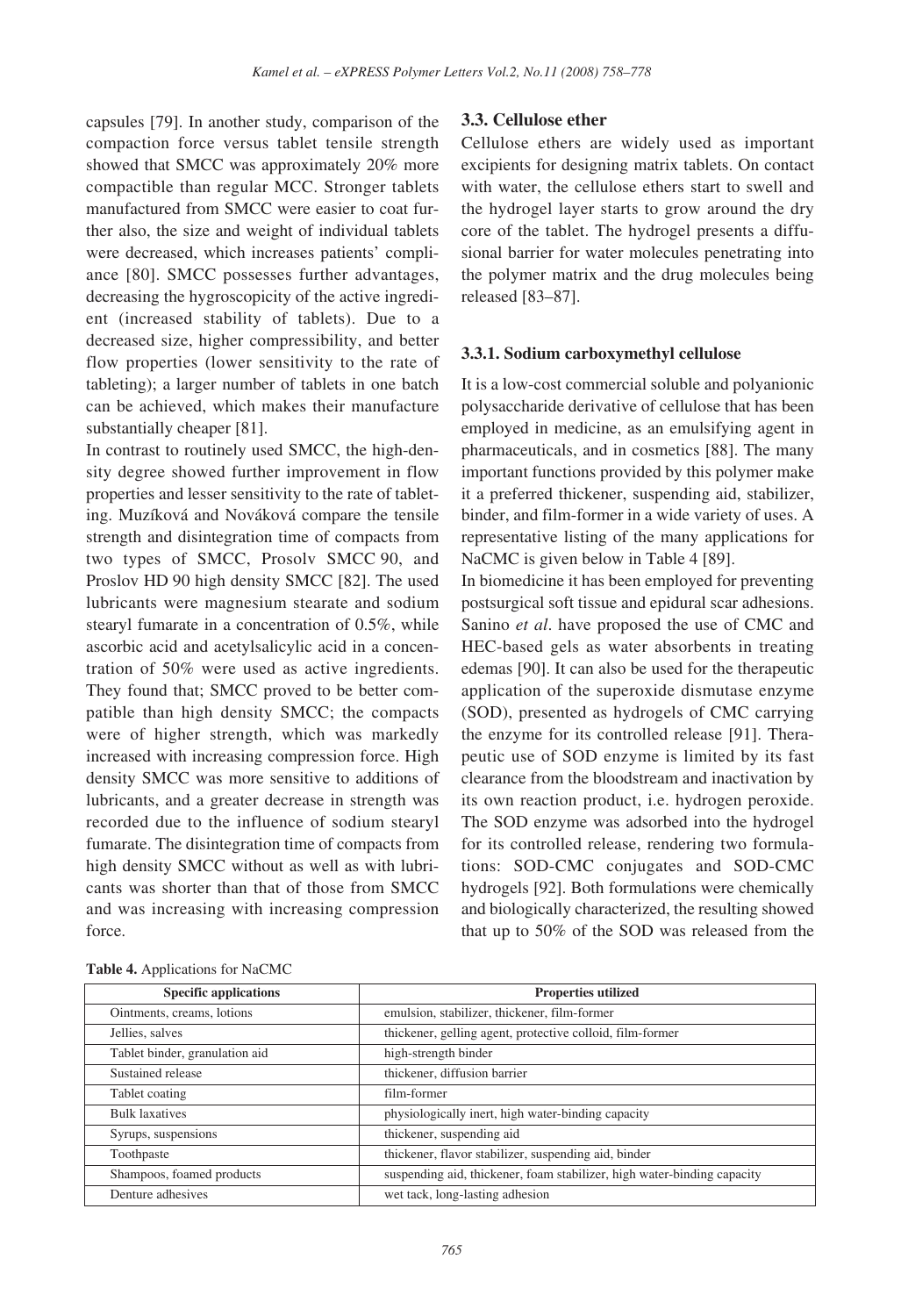capsules [79]. In another study, comparison of the compaction force versus tablet tensile strength showed that SMCC was approximately 20% more compactible than regular MCC. Stronger tablets manufactured from SMCC were easier to coat further also, the size and weight of individual tablets were decreased, which increases patients' compliance [80]. SMCC possesses further advantages, decreasing the hygroscopicity of the active ingredient (increased stability of tablets). Due to a decreased size, higher compressibility, and better flow properties (lower sensitivity to the rate of tableting); a larger number of tablets in one batch can be achieved, which makes their manufacture substantially cheaper [81].

In contrast to routinely used SMCC, the high-density degree showed further improvement in flow properties and lesser sensitivity to the rate of tableting. Muzíková and Nováková compare the tensile strength and disintegration time of compacts from two types of SMCC, Prosolv SMCC 90, and Proslov HD 90 high density SMCC [82]. The used lubricants were magnesium stearate and sodium stearyl fumarate in a concentration of 0.5%, while ascorbic acid and acetylsalicylic acid in a concentration of 50% were used as active ingredients. They found that; SMCC proved to be better compatible than high density SMCC; the compacts were of higher strength, which was markedly increased with increasing compression force. High density SMCC was more sensitive to additions of lubricants, and a greater decrease in strength was recorded due to the influence of sodium stearyl fumarate. The disintegration time of compacts from high density SMCC without as well as with lubricants was shorter than that of those from SMCC and was increasing with increasing compression force.

### 3.3. Cellulose ether

Cellulose ethers are widely used as important excipients for designing matrix tablets. On contact with water, the cellulose ethers start to swell and the hydrogel layer starts to grow around the dry core of the tablet. The hydrogel presents a diffusional barrier for water molecules penetrating into the polymer matrix and the drug molecules being released [83–87].

#### 3.3.1. Sodium carboxymethyl cellulose

It is a low-cost commercial soluble and polyanionic polysaccharide derivative of cellulose that has been employed in medicine, as an emulsifying agent in pharmaceuticals, and in cosmetics [88]. The many important functions provided by this polymer make it a preferred thickener, suspending aid, stabilizer, binder, and film-former in a wide variety of uses. A representative listing of the many applications for NaCMC is given below in Table 4 [89].

In biomedicine it has been employed for preventing postsurgical soft tissue and epidural scar adhesions. Sanino *et al*. have proposed the use of CMC and HEC-based gels as water absorbents in treating edemas [90]. It can also be used for the therapeutic application of the superoxide dismutase enzyme (SOD), presented as hydrogels of CMC carrying the enzyme for its controlled release [91]. Therapeutic use of SOD enzyme is limited by its fast clearance from the bloodstream and inactivation by its own reaction product, i.e. hydrogen peroxide. The SOD enzyme was adsorbed into the hydrogel for its controlled release, rendering two formulations: SOD-CMC conjugates and SOD-CMC hydrogels [92]. Both formulations were chemically and biologically characterized, the resulting showed that up to 50% of the SOD was released from the

**Table 4.** Applications for NaCMC

| Specific applications | Properties utilized |
|---|---|
| Ointments, creams, lotions | emulsion, stabilizer, thickener, film-former |
| Jellies, salves | thickener, gelling agent, protective colloid, film-former |
| Tablet binder, granulation aid | high-strength binder |
| Sustained release | thickener, diffusion barrier |
| Tablet coating | film-former |
| Bulk laxatives | physiologically inert, high water-binding capacity |
| Syrups, suspensions | thickener, suspending aid |
| Toothpaste | thickener, flavor stabilizer, suspending aid, binder |
| Shampoos, foamed products | suspending aid, thickener, foam stabilizer, high water-binding capacity |
| Denture adhesives | wet tack, long-lasting adhesion |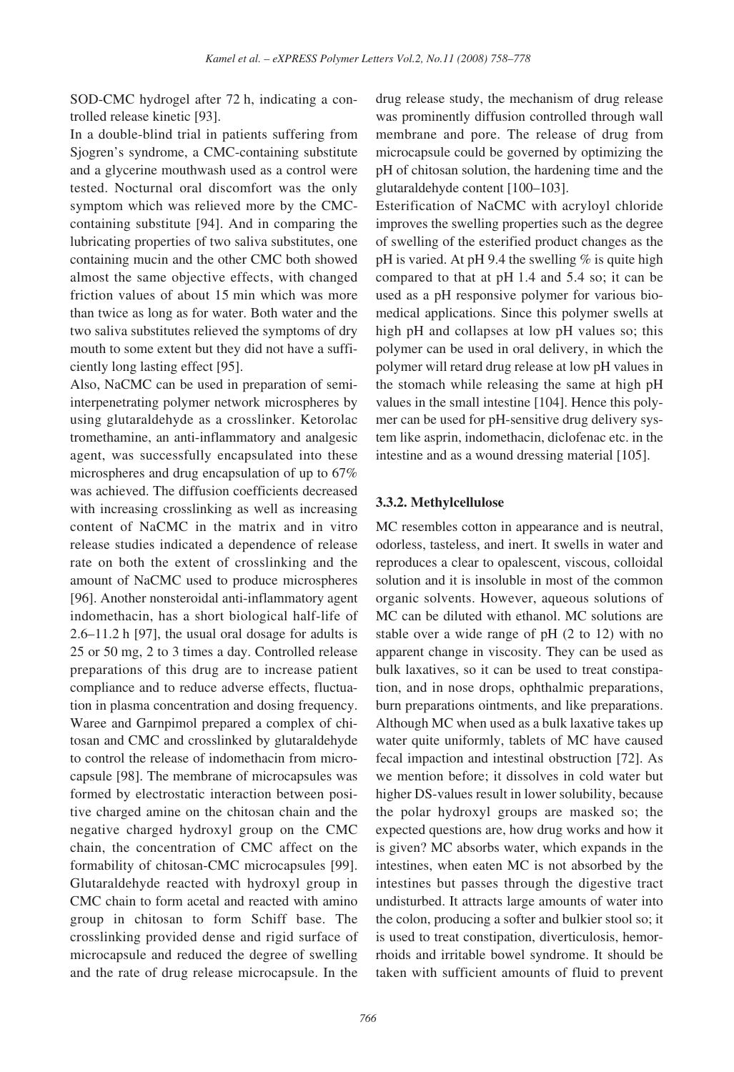SOD-CMC hydrogel after 72 h, indicating a controlled release kinetic [93].

In a double-blind trial in patients suffering from Sjogren's syndrome, a CMC-containing substitute and a glycerine mouthwash used as a control were tested. Nocturnal oral discomfort was the only symptom which was relieved more by the CMC-containing substitute [94]. And in comparing the lubricating properties of two saliva substitutes, one containing mucin and the other CMC both showed almost the same objective effects, with changed friction values of about 15 min which was more than twice as long as for water. Both water and the two saliva substitutes relieved the symptoms of dry mouth to some extent but they did not have a sufficiently long lasting effect [95].

Also, NaCMC can be used in preparation of semi-interpenetrating polymer network microspheres by using glutaraldehyde as a crosslinker. Ketorolac tromethamine, an anti-inflammatory and analgesic agent, was successfully encapsulated into these microspheres and drug encapsulation of up to 67% was achieved. The diffusion coefficients decreased with increasing crosslinking as well as increasing content of NaCMC in the matrix and in vitro release studies indicated a dependence of release rate on both the extent of crosslinking and the amount of NaCMC used to produce microspheres [96]. Another nonsteroidal anti-inflammatory agent indomethacin, has a short biological half-life of 2.6–11.2 h [97], the usual oral dosage for adults is 25 or 50 mg, 2 to 3 times a day. Controlled release preparations of this drug are to increase patient compliance and to reduce adverse effects, fluctuation in plasma concentration and dosing frequency. Waree and Garnpimol prepared a complex of chitosan and CMC and crosslinked by glutaraldehyde to control the release of indomethacin from microcapsule [98]. The membrane of microcapsules was formed by electrostatic interaction between positive charged amine on the chitosan chain and the negative charged hydroxyl group on the CMC chain, the concentration of CMC affect on the formability of chitosan-CMC microcapsules [99]. Glutaraldehyde reacted with hydroxyl group in CMC chain to form acetal and reacted with amino group in chitosan to form Schiff base. The crosslinking provided dense and rigid surface of microcapsule and reduced the degree of swelling and the rate of drug release microcapsule. In the drug release study, the mechanism of drug release was prominently diffusion controlled through wall membrane and pore. The release of drug from microcapsule could be governed by optimizing the pH of chitosan solution, the hardening time and the glutaraldehyde content [100–103].

Esterification of NaCMC with acryloyl chloride improves the swelling properties such as the degree of swelling of the esterified product changes as the pH is varied. At pH 9.4 the swelling % is quite high compared to that at pH 1.4 and 5.4 so; it can be used as a pH responsive polymer for various biomedical applications. Since this polymer swells at high pH and collapses at low pH values so; this polymer can be used in oral delivery, in which the polymer will retard drug release at low pH values in the stomach while releasing the same at high pH values in the small intestine [104]. Hence this polymer can be used for pH-sensitive drug delivery system like asprin, indomethacin, diclofenac etc. in the intestine and as a wound dressing material [105].

### 3.3.2. Methylcellulose

MC resembles cotton in appearance and is neutral, odorless, tasteless, and inert. It swells in water and reproduces a clear to opalescent, viscous, colloidal solution and it is insoluble in most of the common organic solvents. However, aqueous solutions of MC can be diluted with ethanol. MC solutions are stable over a wide range of pH (2 to 12) with no apparent change in viscosity. They can be used as bulk laxatives, so it can be used to treat constipation, and in nose drops, ophthalmic preparations, burn preparations ointments, and like preparations. Although MC when used as a bulk laxative takes up water quite uniformly, tablets of MC have caused fecal impaction and intestinal obstruction [72]. As we mention before; it dissolves in cold water but higher DS-values result in lower solubility, because the polar hydroxyl groups are masked so; the expected questions are, how drug works and how it is given? MC absorbs water, which expands in the intestines, when eaten MC is not absorbed by the intestines but passes through the digestive tract undisturbed. It attracts large amounts of water into the colon, producing a softer and bulkier stool so; it is used to treat constipation, diverticulosis, hemorrhoids and irritable bowel syndrome. It should be taken with sufficient amounts of fluid to prevent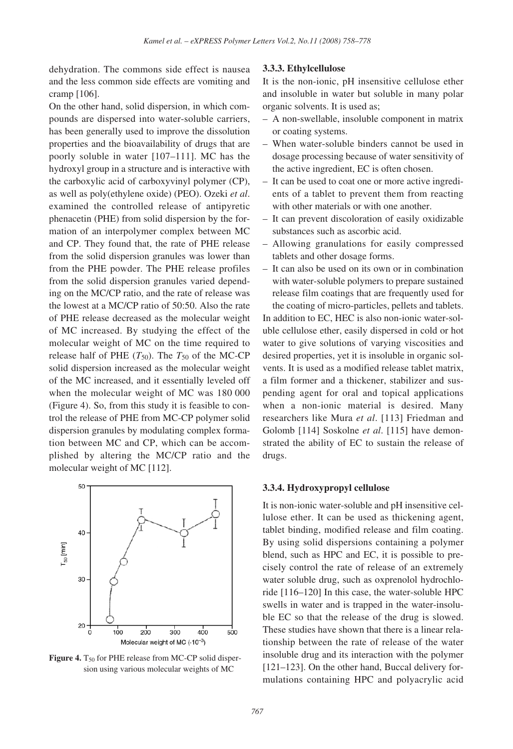dehydration. The commons side effect is nausea and the less common side effects are vomiting and cramp [106].

On the other hand, solid dispersion, in which compounds are dispersed into water-soluble carriers, has been generally used to improve the dissolution properties and the bioavailability of drugs that are poorly soluble in water [107–111]. MC has the hydroxyl group in a structure and is interactive with the carboxylic acid of carboxyvinyl polymer (CP), as well as poly(ethylene oxide) (PEO). Ozeki *et al*. examined the controlled release of antipyretic phenacetin (PHE) from solid dispersion by the formation of an interpolymer complex between MC and CP. They found that, the rate of PHE release from the solid dispersion granules was lower than from the PHE powder. The PHE release profiles from the solid dispersion granules varied depending on the MC/CP ratio, and the rate of release was the lowest at a MC/CP ratio of 50:50. Also the rate of PHE release decreased as the molecular weight of MC increased. By studying the effect of the molecular weight of MC on the time required to release half of PHE ($T_{50}$). The $T_{50}$ of the MC-CP solid dispersion increased as the molecular weight of the MC increased, and it essentially leveled off when the molecular weight of MC was 180 000 (Figure 4). So, from this study it is feasible to control the release of PHE from MC-CP polymer solid dispersion granules by modulating complex formation between MC and CP, which can be accomplished by altering the MC/CP ratio and the molecular weight of MC [112].

$T_{50}$ [min]

Molecular weight of MC ($\cdot 10^{-3}$)

0 100 200 300 400 500

20 30 40 50

**Figure 4.** $T_{50}$ for PHE release from MC-CP solid dispersion using various molecular weights of MC

### 3.3.3. Ethylcellulose

It is the non-ionic, pH insensitive cellulose ether and insoluble in water but soluble in many polar organic solvents. It is used as;

- A non-swellable, insoluble component in matrix or coating systems.
- When water-soluble binders cannot be used in dosage processing because of water sensitivity of the active ingredient, EC is often chosen.
- It can be used to coat one or more active ingredients of a tablet to prevent them from reacting with other materials or with one another.
- It can prevent discoloration of easily oxidizable substances such as ascorbic acid.
- Allowing granulations for easily compressed tablets and other dosage forms.
- It can also be used on its own or in combination with water-soluble polymers to prepare sustained release film coatings that are frequently used for the coating of micro-particles, pellets and tablets.

In addition to EC, HEC is also non-ionic water-soluble cellulose ether, easily dispersed in cold or hot water to give solutions of varying viscosities and desired properties, yet it is insoluble in organic solvents. It is used as a modified release tablet matrix, a film former and a thickener, stabilizer and suspending agent for oral and topical applications when a non-ionic material is desired. Many researchers like Mura *et al*. [113] Friedman and Golomb [114] Soskolne *et al*. [115] have demonstrated the ability of EC to sustain the release of drugs.

### 3.3.4. Hydroxypropyl cellulose

It is non-ionic water-soluble and pH insensitive cellulose ether. It can be used as thickening agent, tablet binding, modified release and film coating. By using solid dispersions containing a polymer blend, such as HPC and EC, it is possible to precisely control the rate of release of an extremely water soluble drug, such as oxprenolol hydrochloride [116–120] In this case, the water-soluble HPC swells in water and is trapped in the water-insoluble EC so that the release of the drug is slowed. These studies have shown that there is a linear relationship between the rate of release of the water insoluble drug and its interaction with the polymer [121–123]. On the other hand, Buccal delivery formulations containing HPC and polyacrylic acid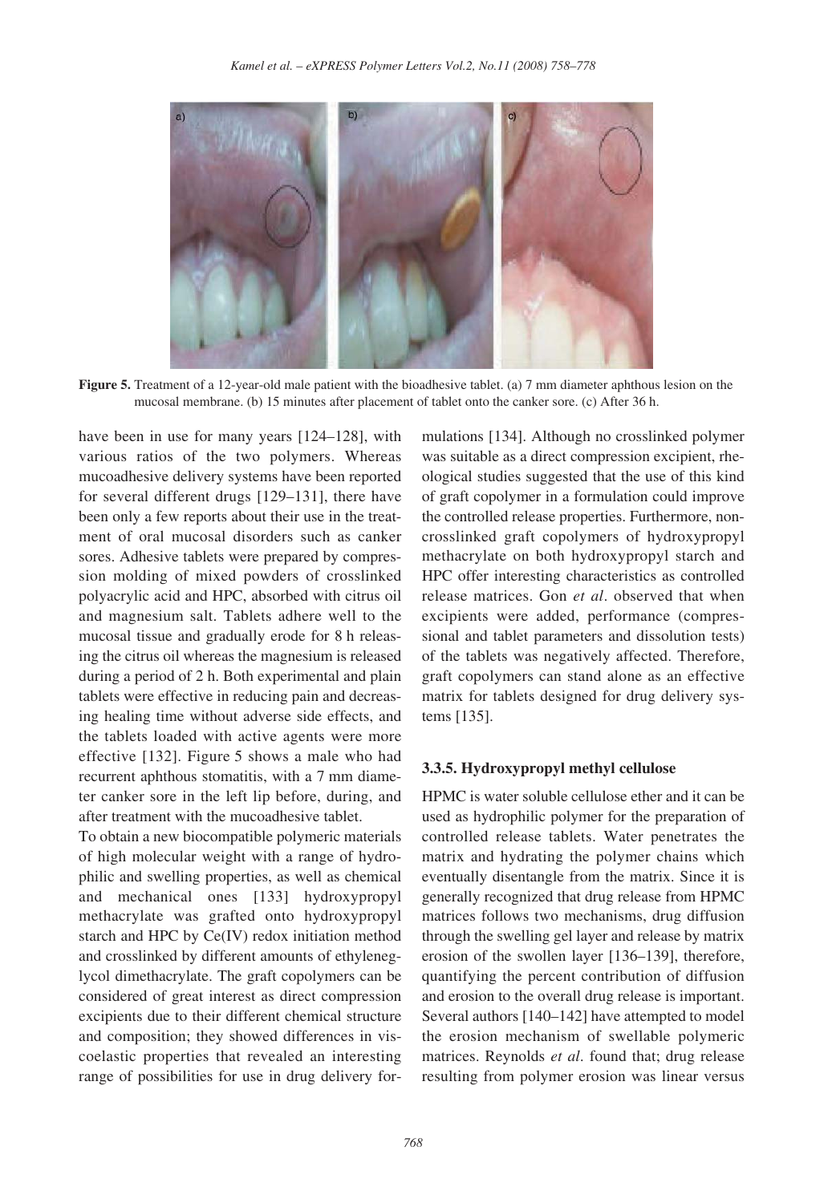**Figure 5.** Treatment of a 12-year-old male patient with the bioadhesive tablet. (a) 7 mm diameter aphthous lesion on the mucosal membrane. (b) 15 minutes after placement of tablet onto the canker sore. (c) After 36 h.

have been in use for many years [124–128], with various ratios of the two polymers. Whereas mucoadhesive delivery systems have been reported for several different drugs [129–131], there have been only a few reports about their use in the treatment of oral mucosal disorders such as canker sores. Adhesive tablets were prepared by compression molding of mixed powders of crosslinked polyacrylic acid and HPC, absorbed with citrus oil and magnesium salt. Tablets adhere well to the mucosal tissue and gradually erode for 8 h releasing the citrus oil whereas the magnesium is released during a period of 2 h. Both experimental and plain tablets were effective in reducing pain and decreasing healing time without adverse side effects, and the tablets loaded with active agents were more effective [132]. Figure 5 shows a male who had recurrent aphthous stomatitis, with a 7 mm diameter canker sore in the left lip before, during, and after treatment with the mucoadhesive tablet.

To obtain a new biocompatible polymeric materials of high molecular weight with a range of hydrophilic and swelling properties, as well as chemical and mechanical ones [133] hydroxypropyl methacrylate was grafted onto hydroxypropyl starch and HPC by Ce(IV) redox initiation method and crosslinked by different amounts of ethyleneglycol dimethacrylate. The graft copolymers can be considered of great interest as direct compression excipients due to their different chemical structure and composition; they showed differences in viscoelastic properties that revealed an interesting range of possibilities for use in drug delivery formulations [134]. Although no crosslinked polymer was suitable as a direct compression excipient, rheological studies suggested that the use of this kind of graft copolymer in a formulation could improve the controlled release properties. Furthermore, non-crosslinked graft copolymers of hydroxypropyl methacrylate on both hydroxypropyl starch and HPC offer interesting characteristics as controlled release matrices. Gon *et al*. observed that when excipients were added, performance (compressional and tablet parameters and dissolution tests) of the tablets was negatively affected. Therefore, graft copolymers can stand alone as an effective matrix for tablets designed for drug delivery systems [135].

### 3.3.5. Hydroxypropyl methyl cellulose

HPMC is water soluble cellulose ether and it can be used as hydrophilic polymer for the preparation of controlled release tablets. Water penetrates the matrix and hydrating the polymer chains which eventually disentangle from the matrix. Since it is generally recognized that drug release from HPMC matrices follows two mechanisms, drug diffusion through the swelling gel layer and release by matrix erosion of the swollen layer [136–139], therefore, quantifying the percent contribution of diffusion and erosion to the overall drug release is important. Several authors [140–142] have attempted to model the erosion mechanism of swellable polymeric matrices. Reynolds *et al*. found that; drug release resulting from polymer erosion was linear versus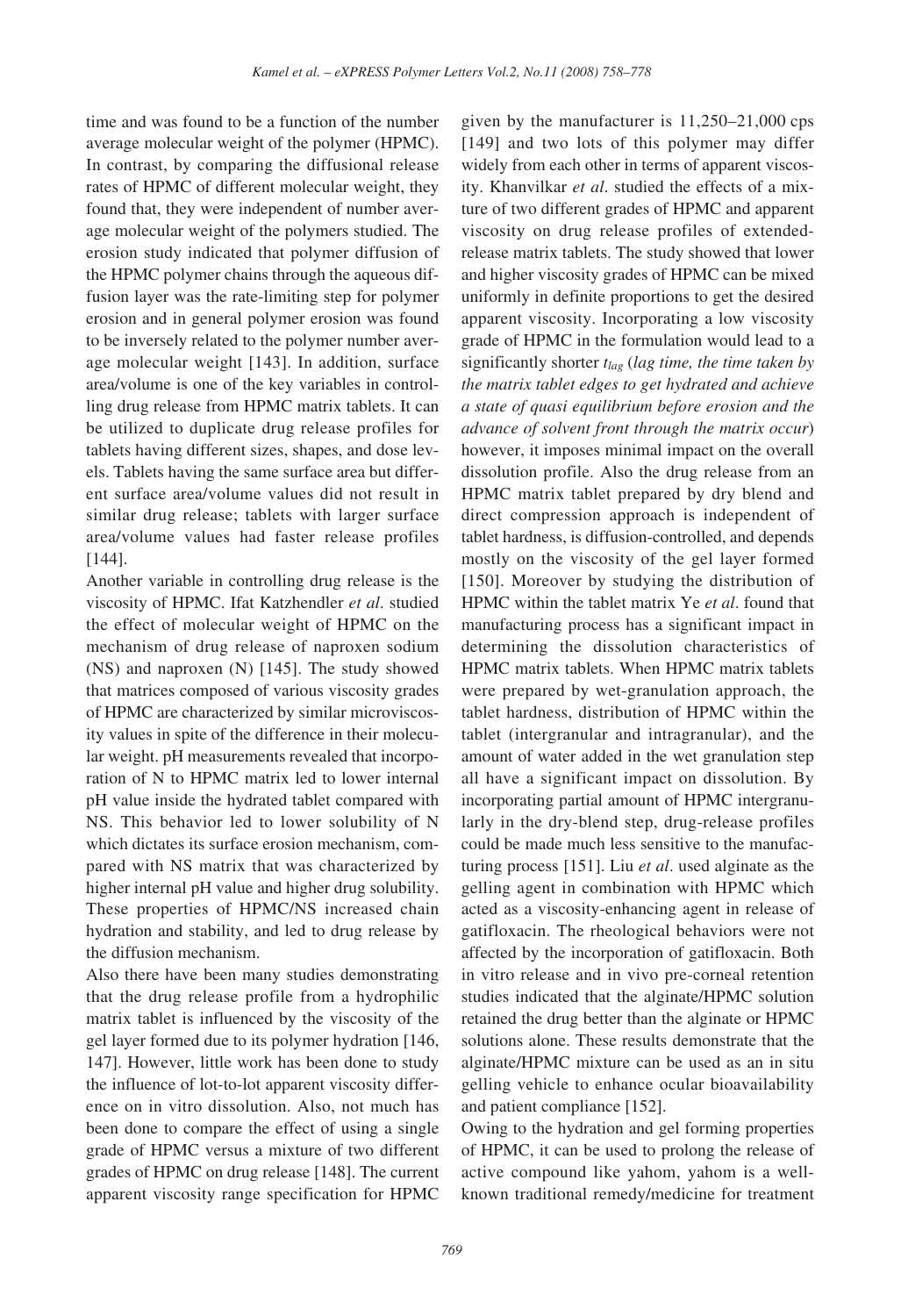time and was found to be a function of the number average molecular weight of the polymer (HPMC). In contrast, by comparing the diffusional release rates of HPMC of different molecular weight, they found that, they were independent of number average molecular weight of the polymers studied. The erosion study indicated that polymer diffusion of the HPMC polymer chains through the aqueous diffusion layer was the rate-limiting step for polymer erosion and in general polymer erosion was found to be inversely related to the polymer number average molecular weight [143]. In addition, surface area/volume is one of the key variables in controlling drug release from HPMC matrix tablets. It can be utilized to duplicate drug release profiles for tablets having different sizes, shapes, and dose levels. Tablets having the same surface area but different surface area/volume values did not result in similar drug release; tablets with larger surface area/volume values had faster release profiles [144].

Another variable in controlling drug release is the viscosity of HPMC. Ifat Katzhendler *et al.* studied the effect of molecular weight of HPMC on the mechanism of drug release of naproxen sodium (NS) and naproxen (N) [145]. The study showed that matrices composed of various viscosity grades of HPMC are characterized by similar microviscosity values in spite of the difference in their molecular weight. pH measurements revealed that incorporation of N to HPMC matrix led to lower internal pH value inside the hydrated tablet compared with NS. This behavior led to lower solubility of N which dictates its surface erosion mechanism, compared with NS matrix that was characterized by higher internal pH value and higher drug solubility. These properties of HPMC/NS increased chain hydration and stability, and led to drug release by the diffusion mechanism.

Also there have been many studies demonstrating that the drug release profile from a hydrophilic matrix tablet is influenced by the viscosity of the gel layer formed due to its polymer hydration [146, 147]. However, little work has been done to study the influence of lot-to-lot apparent viscosity difference on in vitro dissolution. Also, not much has been done to compare the effect of using a single grade of HPMC versus a mixture of two different grades of HPMC on drug release [148]. The current apparent viscosity range specification for HPMC given by the manufacturer is 11,250–21,000 cps [149] and two lots of this polymer may differ widely from each other in terms of apparent viscosity. Khanvilkar *et al.* studied the effects of a mixture of two different grades of HPMC and apparent viscosity on drug release profiles of extended-release matrix tablets. The study showed that lower and higher viscosity grades of HPMC can be mixed uniformly in definite proportions to get the desired apparent viscosity. Incorporating a low viscosity grade of HPMC in the formulation would lead to a significantly shorter $t_{lag}$ (*lag time, the time taken by the matrix tablet edges to get hydrated and achieve a state of quasi equilibrium before erosion and the advance of solvent front through the matrix occur*) however, it imposes minimal impact on the overall dissolution profile. Also the drug release from an HPMC matrix tablet prepared by dry blend and direct compression approach is independent of tablet hardness, is diffusion-controlled, and depends mostly on the viscosity of the gel layer formed [150]. Moreover by studying the distribution of HPMC within the tablet matrix Ye *et al.* found that manufacturing process has a significant impact in determining the dissolution characteristics of HPMC matrix tablets. When HPMC matrix tablets were prepared by wet-granulation approach, the tablet hardness, distribution of HPMC within the tablet (intergranular and intragranular), and the amount of water added in the wet granulation step all have a significant impact on dissolution. By incorporating partial amount of HPMC intergranularly in the dry-blend step, drug-release profiles could be made much less sensitive to the manufacturing process [151]. Liu *et al.* used alginate as the gelling agent in combination with HPMC which acted as a viscosity-enhancing agent in release of gatifloxacin. The rheological behaviors were not affected by the incorporation of gatifloxacin. Both in vitro release and in vivo pre-corneal retention studies indicated that the alginate/HPMC solution retained the drug better than the alginate or HPMC solutions alone. These results demonstrate that the alginate/HPMC mixture can be used as an in situ gelling vehicle to enhance ocular bioavailability and patient compliance [152].

Owing to the hydration and gel forming properties of HPMC, it can be used to prolong the release of active compound like yahom, yahom is a well-known traditional remedy/medicine for treatment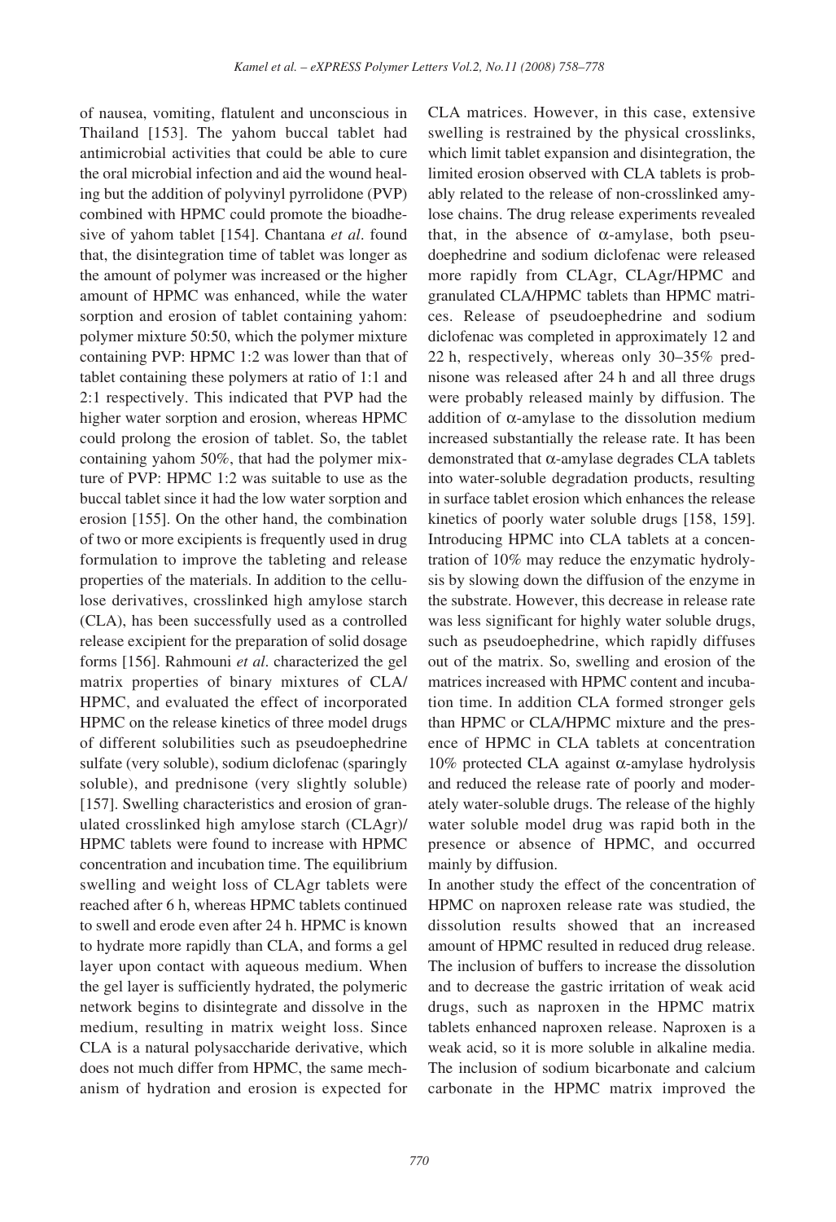of nausea, vomiting, flatulent and unconscious in Thailand [153]. The yahom buccal tablet had antimicrobial activities that could be able to cure the oral microbial infection and aid the wound healing but the addition of polyvinyl pyrrolidone (PVP) combined with HPMC could promote the bioadhesive of yahom tablet [154]. Chantana *et al*. found that, the disintegration time of tablet was longer as the amount of polymer was increased or the higher amount of HPMC was enhanced, while the water sorption and erosion of tablet containing yahom: polymer mixture 50:50, which the polymer mixture containing PVP: HPMC 1:2 was lower than that of tablet containing these polymers at ratio of 1:1 and 2:1 respectively. This indicated that PVP had the higher water sorption and erosion, whereas HPMC could prolong the erosion of tablet. So, the tablet containing yahom 50%, that had the polymer mixture of PVP: HPMC 1:2 was suitable to use as the buccal tablet since it had the low water sorption and erosion [155]. On the other hand, the combination of two or more excipients is frequently used in drug formulation to improve the tableting and release properties of the materials. In addition to the cellulose derivatives, crosslinked high amylose starch (CLA), has been successfully used as a controlled release excipient for the preparation of solid dosage forms [156]. Rahmouni *et al*. characterized the gel matrix properties of binary mixtures of CLA/HPMC, and evaluated the effect of incorporated HPMC on the release kinetics of three model drugs of different solubilities such as pseudoephedrine sulfate (very soluble), sodium diclofenac (sparingly soluble), and prednisone (very slightly soluble) [157]. Swelling characteristics and erosion of granulated crosslinked high amylose starch (CLAgr)/HPMC tablets were found to increase with HPMC concentration and incubation time. The equilibrium swelling and weight loss of CLAgr tablets were reached after 6 h, whereas HPMC tablets continued to swell and erode even after 24 h. HPMC is known to hydrate more rapidly than CLA, and forms a gel layer upon contact with aqueous medium. When the gel layer is sufficiently hydrated, the polymeric network begins to disintegrate and dissolve in the medium, resulting in matrix weight loss. Since CLA is a natural polysaccharide derivative, which does not much differ from HPMC, the same mechanism of hydration and erosion is expected for CLA matrices. However, in this case, extensive swelling is restrained by the physical crosslinks, which limit tablet expansion and disintegration, the limited erosion observed with CLA tablets is probably related to the release of non-crosslinked amylose chains. The drug release experiments revealed that, in the absence of $\alpha$-amylase, both pseudoephedrine and sodium diclofenac were released more rapidly from CLAgr, CLAgr/HPMC and granulated CLA/HPMC tablets than HPMC matrices. Release of pseudoephedrine and sodium diclofenac was completed in approximately 12 and 22 h, respectively, whereas only 30–35% prednisone was released after 24 h and all three drugs were probably released mainly by diffusion. The addition of $\alpha$-amylase to the dissolution medium increased substantially the release rate. It has been demonstrated that $\alpha$-amylase degrades CLA tablets into water-soluble degradation products, resulting in surface tablet erosion which enhances the release kinetics of poorly water soluble drugs [158, 159]. Introducing HPMC into CLA tablets at a concentration of 10% may reduce the enzymatic hydrolysis by slowing down the diffusion of the enzyme in the substrate. However, this decrease in release rate was less significant for highly water soluble drugs, such as pseudoephedrine, which rapidly diffuses out of the matrix. So, swelling and erosion of the matrices increased with HPMC content and incubation time. In addition CLA formed stronger gels than HPMC or CLA/HPMC mixture and the presence of HPMC in CLA tablets at concentration 10% protected CLA against $\alpha$-amylase hydrolysis and reduced the release rate of poorly and moderately water-soluble drugs. The release of the highly water soluble model drug was rapid both in the presence or absence of HPMC, and occurred mainly by diffusion.

In another study the effect of the concentration of HPMC on naproxen release rate was studied, the dissolution results showed that an increased amount of HPMC resulted in reduced drug release. The inclusion of buffers to increase the dissolution and to decrease the gastric irritation of weak acid drugs, such as naproxen in the HPMC matrix tablets enhanced naproxen release. Naproxen is a weak acid, so it is more soluble in alkaline media. The inclusion of sodium bicarbonate and calcium carbonate in the HPMC matrix improved the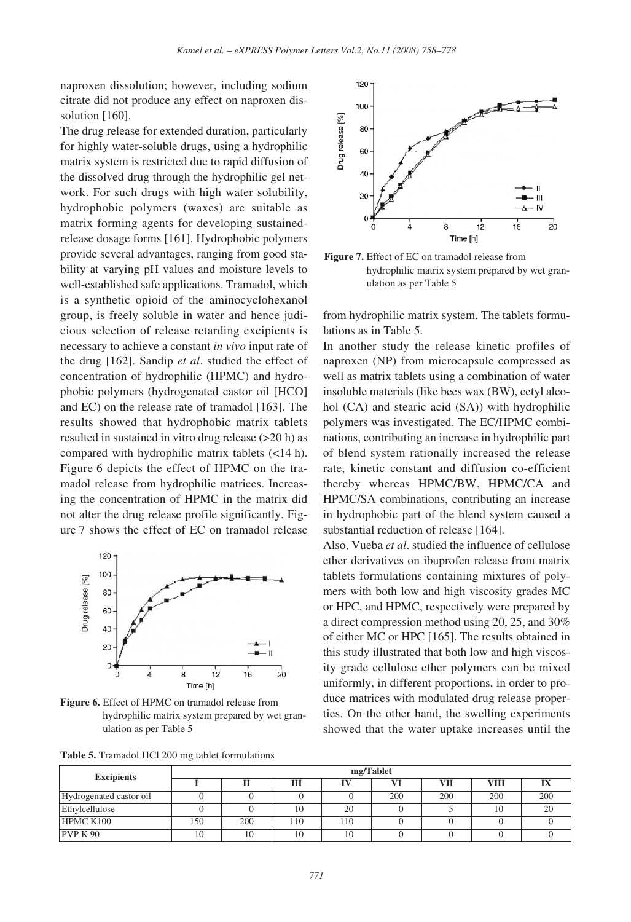naproxen dissolution; however, including sodium citrate did not produce any effect on naproxen dissolution [160].

The drug release for extended duration, particularly for highly water-soluble drugs, using a hydrophilic matrix system is restricted due to rapid diffusion of the dissolved drug through the hydrophilic gel network. For such drugs with high water solubility, hydrophobic polymers (waxes) are suitable as matrix forming agents for developing sustained-release dosage forms [161]. Hydrophobic polymers provide several advantages, ranging from good stability at varying pH values and moisture levels to well-established safe applications. Tramadol, which is a synthetic opioid of the aminocyclohexanol group, is freely soluble in water and hence judicious selection of release retarding excipients is necessary to achieve a constant *in vivo* input rate of the drug [162]. Sandip *et al*. studied the effect of concentration of hydrophilic (HPMC) and hydrophobic polymers (hydrogenated castor oil [HCO] and EC) on the release rate of tramadol [163]. The results showed that hydrophobic matrix tablets resulted in sustained in vitro drug release (>20 h) as compared with hydrophilic matrix tablets (<14 h). Figure 6 depicts the effect of HPMC on the tramadol release from hydrophilic matrices. Increasing the concentration of HPMC in the matrix did not alter the drug release profile significantly. Figure 7 shows the effect of EC on tramadol release from hydrophilic matrix system. The tablets formulations as in Table 5.

**Figure 6.** Effect of HPMC on tramadol release from hydrophilic matrix system prepared by wet granulation as per Table 5

**Figure 7.** Effect of EC on tramadol release from hydrophilic matrix system prepared by wet granulation as per Table 5

In another study the release kinetic profiles of naproxen (NP) from microcapsule compressed as well as matrix tablets using a combination of water insoluble materials (like bees wax (BW), cetyl alcohol (CA) and stearic acid (SA)) with hydrophilic polymers was investigated. The EC/HPMC combinations, contributing an increase in hydrophilic part of blend system rationally increased the release rate, kinetic constant and diffusion co-efficient thereby whereas HPMC/BW, HPMC/CA and HPMC/SA combinations, contributing an increase in hydrophobic part of the blend system caused a substantial reduction of release [164].

Also, Vueba *et al*. studied the influence of cellulose ether derivatives on ibuprofen release from matrix tablets formulations containing mixtures of polymers with both low and high viscosity grades MC or HPC, and HPMC, respectively were prepared by a direct compression method using 20, 25, and 30% of either MC or HPC [165]. The results obtained in this study illustrated that both low and high viscosity grade cellulose ether polymers can be mixed uniformly, in different proportions, in order to produce matrices with modulated drug release properties. On the other hand, the swelling experiments showed that the water uptake increases until the

**Table 5.** Tramadol HCl 200 mg tablet formulations

| Excipients | mg/Tablet | | | | | | | |
|---|---|---|---|---|---|---|---|---|
| | I | II | III | IV | VI | VII | VIII | IX |
| Hydrogenated castor oil | 0 | 0 | 0 | 0 | 200 | 200 | 200 | 200 |
| Ethylcellulose | 0 | 0 | 10 | 20 | 0 | 5 | 10 | 20 |
| HPMC K100 | 150 | 200 | 110 | 110 | 0 | 0 | 0 | 0 |
| PVP K 90 | 10 | 10 | 10 | 10 | 0 | 0 | 0 | 0 |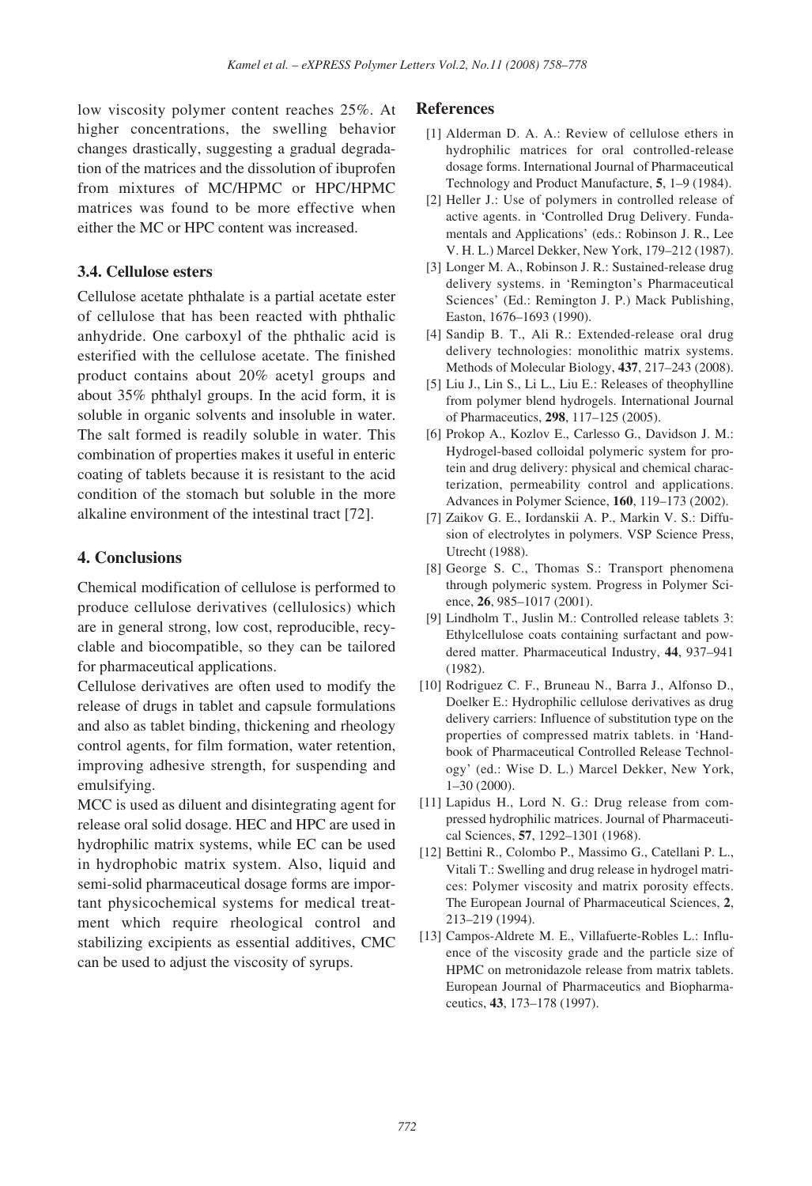low viscosity polymer content reaches 25%. At higher concentrations, the swelling behavior changes drastically, suggesting a gradual degradation of the matrices and the dissolution of ibuprofen from mixtures of MC/HPMC or HPC/HPMC matrices was found to be more effective when either the MC or HPC content was increased.

### 3.4. Cellulose esters

Cellulose acetate phthalate is a partial acetate ester of cellulose that has been reacted with phthalic anhydride. One carboxyl of the phthalic acid is esterified with the cellulose acetate. The finished product contains about 20% acetyl groups and about 35% phthalyl groups. In the acid form, it is soluble in organic solvents and insoluble in water. The salt formed is readily soluble in water. This combination of properties makes it useful in enteric coating of tablets because it is resistant to the acid condition of the stomach but soluble in the more alkaline environment of the intestinal tract [72].

## 4. Conclusions

Chemical modification of cellulose is performed to produce cellulose derivatives (cellulosics) which are in general strong, low cost, reproducible, recyclable and biocompatible, so they can be tailored for pharmaceutical applications.

Cellulose derivatives are often used to modify the release of drugs in tablet and capsule formulations and also as tablet binding, thickening and rheology control agents, for film formation, water retention, improving adhesive strength, for suspending and emulsifying.

MCC is used as diluent and disintegrating agent for release oral solid dosage. HEC and HPC are used in hydrophilic matrix systems, while EC can be used in hydrophobic matrix system. Also, liquid and semi-solid pharmaceutical dosage forms are important physicochemical systems for medical treatment which require rheological control and stabilizing excipients as essential additives, CMC can be used to adjust the viscosity of syrups.

## References

[1] Alderman D. A. A.: Review of cellulose ethers in hydrophilic matrices for oral controlled-release dosage forms. International Journal of Pharmaceutical Technology and Product Manufacture, **5**, 1–9 (1984).

[2] Heller J.: Use of polymers in controlled release of active agents. in 'Controlled Drug Delivery. Fundamentals and Applications' (eds.: Robinson J. R., Lee V. H. L.) Marcel Dekker, New York, 179–212 (1987).

[3] Longer M. A., Robinson J. R.: Sustained-release drug delivery systems. in 'Remington's Pharmaceutical Sciences' (Ed.: Remington J. P.) Mack Publishing, Easton, 1676–1693 (1990).

[4] Sandip B. T., Ali R.: Extended-release oral drug delivery technologies: monolithic matrix systems. Methods of Molecular Biology, **437**, 217–243 (2008).

[5] Liu J., Lin S., Li L., Liu E.: Releases of theophylline from polymer blend hydrogels. International Journal of Pharmaceutics, **298**, 117–125 (2005).

[6] Prokop A., Kozlov E., Carlesso G., Davidson J. M.: Hydrogel-based colloidal polymeric system for protein and drug delivery: physical and chemical characterization, permeability control and applications. Advances in Polymer Science, **160**, 119–173 (2002).

[7] Zaikov G. E., Iordanskii A. P., Markin V. S.: Diffusion of electrolytes in polymers. VSP Science Press, Utrecht (1988).

[8] George S. C., Thomas S.: Transport phenomena through polymeric system. Progress in Polymer Science, **26**, 985–1017 (2001).

[9] Lindholm T., Juslin M.: Controlled release tablets 3: Ethylcellulose coats containing surfactant and powdered matter. Pharmaceutical Industry, **44**, 937–941 (1982).

[10] Rodriguez C. F., Bruneau N., Barra J., Alfonso D., Doelker E.: Hydrophilic cellulose derivatives as drug delivery carriers: Influence of substitution type on the properties of compressed matrix tablets. in 'Handbook of Pharmaceutical Controlled Release Technology' (ed.: Wise D. L.) Marcel Dekker, New York, 1–30 (2000).

[11] Lapidus H., Lord N. G.: Drug release from compressed hydrophilic matrices. Journal of Pharmaceutical Sciences, **57**, 1292–1301 (1968).

[12] Bettini R., Colombo P., Massimo G., Catellani P. L., Vitali T.: Swelling and drug release in hydrogel matrices: Polymer viscosity and matrix porosity effects. The European Journal of Pharmaceutical Sciences, **2**, 213–219 (1994).

[13] Campos-Aldrete M. E., Villafuerte-Robles L.: Influence of the viscosity grade and the particle size of HPMC on metronidazole release from matrix tablets. European Journal of Pharmaceutics and Biopharmaceutics, **43**, 173–178 (1997).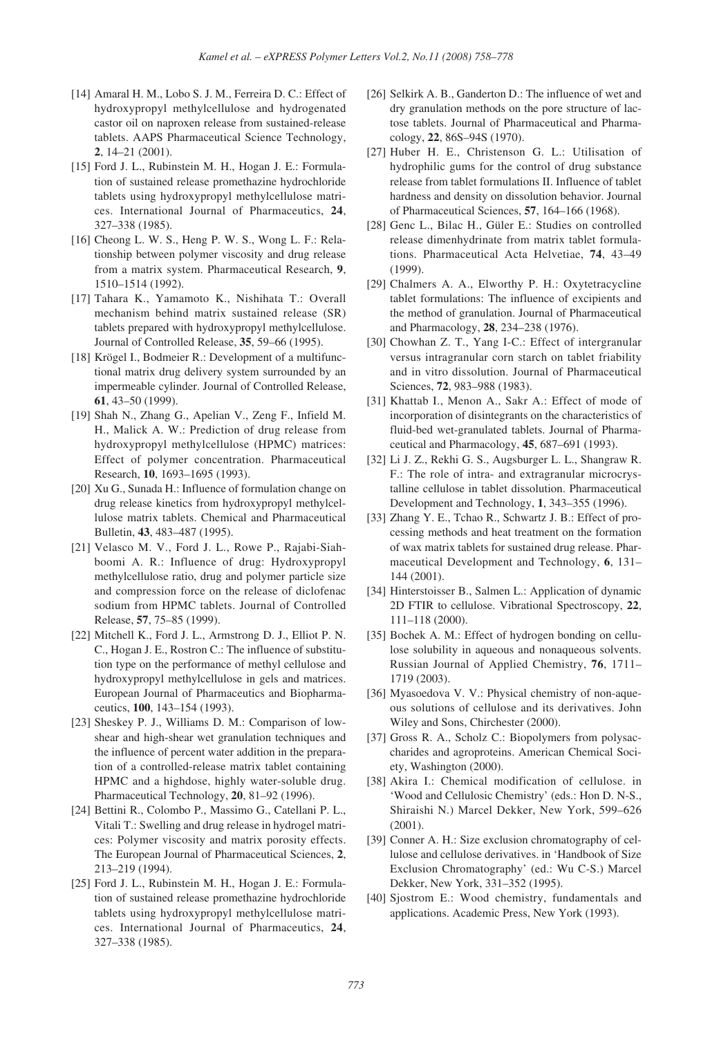[14] Amaral H. M., Lobo S. J. M., Ferreira D. C.: Effect of hydroxypropyl methylcellulose and hydrogenated castor oil on naproxen release from sustained-release tablets. AAPS Pharmaceutical Science Technology, **2**, 14–21 (2001).

[15] Ford J. L., Rubinstein M. H., Hogan J. E.: Formulation of sustained release promethazine hydrochloride tablets using hydroxypropyl methylcellulose matrices. International Journal of Pharmaceutics, **24**, 327–338 (1985).

[16] Cheong L. W. S., Heng P. W. S., Wong L. F.: Relationship between polymer viscosity and drug release from a matrix system. Pharmaceutical Research, **9**, 1510–1514 (1992).

[17] Tahara K., Yamamoto K., Nishihata T.: Overall mechanism behind matrix sustained release (SR) tablets prepared with hydroxypropyl methylcellulose. Journal of Controlled Release, **35**, 59–66 (1995).

[18] Krögel I., Bodmeier R.: Development of a multifunctional matrix drug delivery system surrounded by an impermeable cylinder. Journal of Controlled Release, **61**, 43–50 (1999).

[19] Shah N., Zhang G., Apelian V., Zeng F., Infield M. H., Malick A. W.: Prediction of drug release from hydroxypropyl methylcellulose (HPMC) matrices: Effect of polymer concentration. Pharmaceutical Research, **10**, 1693–1695 (1993).

[20] Xu G., Sunada H.: Influence of formulation change on drug release kinetics from hydroxypropyl methylcellulose matrix tablets. Chemical and Pharmaceutical Bulletin, **43**, 483–487 (1995).

[21] Velasco M. V., Ford J. L., Rowe P., Rajabi-Siahboomi A. R.: Influence of drug: Hydroxypropyl methylcellulose ratio, drug and polymer particle size and compression force on the release of diclofenac sodium from HPMC tablets. Journal of Controlled Release, **57**, 75–85 (1999).

[22] Mitchell K., Ford J. L., Armstrong D. J., Elliot P. N. C., Hogan J. E., Rostron C.: The influence of substitution type on the performance of methyl cellulose and hydroxypropyl methylcellulose in gels and matrices. European Journal of Pharmaceutics and Biopharmaceutics, **100**, 143–154 (1993).

[23] Sheskey P. J., Williams D. M.: Comparison of low-shear and high-shear wet granulation techniques and the influence of percent water addition in the preparation of a controlled-release matrix tablet containing HPMC and a highdose, highly water-soluble drug. Pharmaceutical Technology, **20**, 81–92 (1996).

[24] Bettini R., Colombo P., Massimo G., Catellani P. L., Vitali T.: Swelling and drug release in hydrogel matrices: Polymer viscosity and matrix porosity effects. The European Journal of Pharmaceutical Sciences, **2**, 213–219 (1994).

[25] Ford J. L., Rubinstein M. H., Hogan J. E.: Formulation of sustained release promethazine hydrochloride tablets using hydroxypropyl methylcellulose matrices. International Journal of Pharmaceutics, **24**, 327–338 (1985).

[26] Selkirk A. B., Ganderton D.: The influence of wet and dry granulation methods on the pore structure of lactose tablets. Journal of Pharmaceutical and Pharmacology, **22**, 86S–94S (1970).

[27] Huber H. E., Christenson G. L.: Utilisation of hydrophilic gums for the control of drug substance release from tablet formulations II. Influence of tablet hardness and density on dissolution behavior. Journal of Pharmaceutical Sciences, **57**, 164–166 (1968).

[28] Genc L., Bilac H., Güler E.: Studies on controlled release dimenhydrinate from matrix tablet formulations. Pharmaceutical Acta Helvetiae, **74**, 43–49 (1999).

[29] Chalmers A. A., Elworthy P. H.: Oxytetracycline tablet formulations: The influence of excipients and the method of granulation. Journal of Pharmaceutical and Pharmacology, **28**, 234–238 (1976).

[30] Chowhan Z. T., Yang I-C.: Effect of intergranular versus intragranular corn starch on tablet friability and in vitro dissolution. Journal of Pharmaceutical Sciences, **72**, 983–988 (1983).

[31] Khattab I., Menon A., Sakr A.: Effect of mode of incorporation of disintegrants on the characteristics of fluid-bed wet-granulated tablets. Journal of Pharmaceutical and Pharmacology, **45**, 687–691 (1993).

[32] Li J. Z., Rekhi G. S., Augsburger L. L., Shangraw R. F.: The role of intra- and extragranular microcrystalline cellulose in tablet dissolution. Pharmaceutical Development and Technology, **1**, 343–355 (1996).

[33] Zhang Y. E., Tchao R., Schwartz J. B.: Effect of processing methods and heat treatment on the formation of wax matrix tablets for sustained drug release. Pharmaceutical Development and Technology, **6**, 131–144 (2001).

[34] Hinterstoisser B., Salmen L.: Application of dynamic 2D FTIR to cellulose. Vibrational Spectroscopy, **22**, 111–118 (2000).

[35] Bochek A. M.: Effect of hydrogen bonding on cellulose solubility in aqueous and nonaqueous solvents. Russian Journal of Applied Chemistry, **76**, 1711–1719 (2003).

[36] Myasoedova V. V.: Physical chemistry of non-aqueous solutions of cellulose and its derivatives. John Wiley and Sons, Chirchester (2000).

[37] Gross R. A., Scholz C.: Biopolymers from polysaccharides and agroproteins. American Chemical Society, Washington (2000).

[38] Akira I.: Chemical modification of cellulose. in 'Wood and Cellulosic Chemistry' (eds.: Hon D. N-S., Shiraishi N.) Marcel Dekker, New York, 599–626 (2001).

[39] Conner A. H.: Size exclusion chromatography of cellulose and cellulose derivatives. in 'Handbook of Size Exclusion Chromatography' (ed.: Wu C-S.) Marcel Dekker, New York, 331–352 (1995).

[40] Sjostrom E.: Wood chemistry, fundamentals and applications. Academic Press, New York (1993).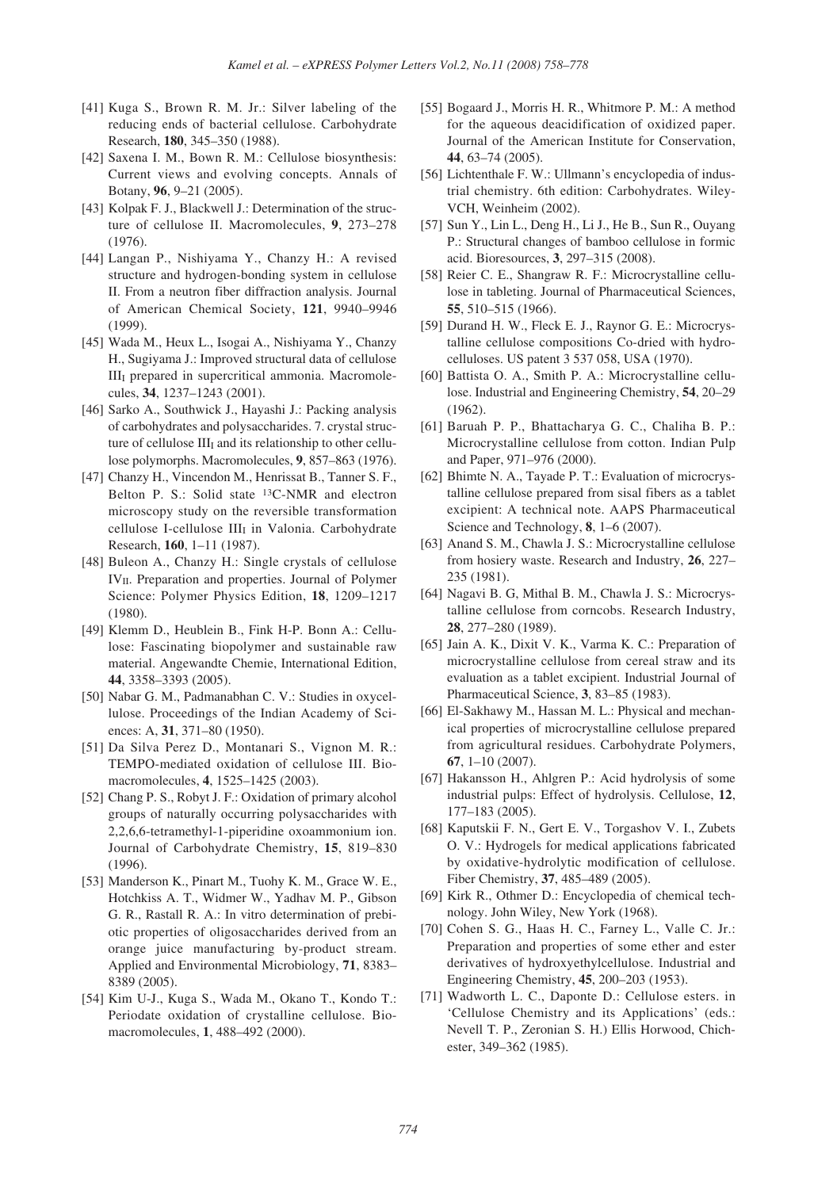[41] Kuga S., Brown R. M. Jr.: Silver labeling of the reducing ends of bacterial cellulose. Carbohydrate Research, **180**, 345–350 (1988).

[42] Saxena I. M., Bown R. M.: Cellulose biosynthesis: Current views and evolving concepts. Annals of Botany, **96**, 9–21 (2005).

[43] Kolpak F. J., Blackwell J.: Determination of the structure of cellulose II. Macromolecules, **9**, 273–278 (1976).

[44] Langan P., Nishiyama Y., Chanzy H.: A revised structure and hydrogen-bonding system in cellulose II. From a neutron fiber diffraction analysis. Journal of American Chemical Society, **121**, 9940–9946 (1999).

[45] Wada M., Heux L., Isogai A., Nishiyama Y., Chanzy H., Sugiyama J.: Improved structural data of cellulose $III_I$ prepared in supercritical ammonia. Macromolecules, **34**, 1237–1243 (2001).

[46] Sarko A., Southwick J., Hayashi J.: Packing analysis of carbohydrates and polysaccharides. 7. crystal structure of cellulose $III_I$ and its relationship to other cellulose polymorphs. Macromolecules, **9**, 857–863 (1976).

[47] Chanzy H., Vincendon M., Henrissat B., Tanner S. F., Belton P. S.: Solid state $^{13}C$-NMR and electron microscopy study on the reversible transformation cellulose I-cellulose $III_I$ in Valonia. Carbohydrate Research, **160**, 1–11 (1987).

[48] Buleon A., Chanzy H.: Single crystals of cellulose $IV_{II}$. Preparation and properties. Journal of Polymer Science: Polymer Physics Edition, **18**, 1209–1217 (1980).

[49] Klemm D., Heublein B., Fink H-P. Bonn A.: Cellulose: Fascinating biopolymer and sustainable raw material. Angewandte Chemie, International Edition, **44**, 3358–3393 (2005).

[50] Nabar G. M., Padmanabhan C. V.: Studies in oxycellulose. Proceedings of the Indian Academy of Sciences: A, **31**, 371–80 (1950).

[51] Da Silva Perez D., Montanari S., Vignon M. R.: TEMPO-mediated oxidation of cellulose III. Biomacromolecules, **4**, 1525–1425 (2003).

[52] Chang P. S., Robyt J. F.: Oxidation of primary alcohol groups of naturally occurring polysaccharides with 2,2,6,6-tetramethyl-1-piperidine oxoammonium ion. Journal of Carbohydrate Chemistry, **15**, 819–830 (1996).

[53] Manderson K., Pinart M., Tuohy K. M., Grace W. E., Hotchkiss A. T., Widmer W., Yadhav M. P., Gibson G. R., Rastall R. A.: In vitro determination of prebiotic properties of oligosaccharides derived from an orange juice manufacturing by-product stream. Applied and Environmental Microbiology, **71**, 8383–8389 (2005).

[54] Kim U-J., Kuga S., Wada M., Okano T., Kondo T.: Periodate oxidation of crystalline cellulose. Biomacromolecules, **1**, 488–492 (2000).

[55] Bogaard J., Morris H. R., Whitmore P. M.: A method for the aqueous deacidification of oxidized paper. Journal of the American Institute for Conservation, **44**, 63–74 (2005).

[56] Lichtenthale F. W.: Ullmann's encyclopedia of industrial chemistry. 6th edition: Carbohydrates. Wiley-VCH, Weinheim (2002).

[57] Sun Y., Lin L., Deng H., Li J., He B., Sun R., Ouyang P.: Structural changes of bamboo cellulose in formic acid. Bioresources, **3**, 297–315 (2008).

[58] Reier C. E., Shangraw R. F.: Microcrystalline cellulose in tableting. Journal of Pharmaceutical Sciences, **55**, 510–515 (1966).

[59] Durand H. W., Fleck E. J., Raynor G. E.: Microcrystalline cellulose compositions Co-dried with hydrocelluloses. US patent 3 537 058, USA (1970).

[60] Battista O. A., Smith P. A.: Microcrystalline cellulose. Industrial and Engineering Chemistry, **54**, 20–29 (1962).

[61] Baruah P. P., Bhattacharya G. C., Chaliha B. P.: Microcrystalline cellulose from cotton. Indian Pulp and Paper, 971–976 (2000).

[62] Bhimte N. A., Tayade P. T.: Evaluation of microcrystalline cellulose prepared from sisal fibers as a tablet excipient: A technical note. AAPS Pharmaceutical Science and Technology, **8**, 1–6 (2007).

[63] Anand S. M., Chawla J. S.: Microcrystalline cellulose from hosiery waste. Research and Industry, **26**, 227–235 (1981).

[64] Nagavi B. G, Mithal B. M., Chawla J. S.: Microcrystalline cellulose from corncobs. Research Industry, **28**, 277–280 (1989).

[65] Jain A. K., Dixit V. K., Varma K. C.: Preparation of microcrystalline cellulose from cereal straw and its evaluation as a tablet excipient. Industrial Journal of Pharmaceutical Science, **3**, 83–85 (1983).

[66] El-Sakhawy M., Hassan M. L.: Physical and mechanical properties of microcrystalline cellulose prepared from agricultural residues. Carbohydrate Polymers, **67**, 1–10 (2007).

[67] Hakansson H., Ahlgren P.: Acid hydrolysis of some industrial pulps: Effect of hydrolysis. Cellulose, **12**, 177–183 (2005).

[68] Kaputskii F. N., Gert E. V., Torgashov V. I., Zubets O. V.: Hydrogels for medical applications fabricated by oxidative-hydrolytic modification of cellulose. Fiber Chemistry, **37**, 485–489 (2005).

[69] Kirk R., Othmer D.: Encyclopedia of chemical technology. John Wiley, New York (1968).

[70] Cohen S. G., Haas H. C., Farney L., Valle C. Jr.: Preparation and properties of some ether and ester derivatives of hydroxyethylcellulose. Industrial and Engineering Chemistry, **45**, 200–203 (1953).

[71] Wadworth L. C., Daponte D.: Cellulose esters. in 'Cellulose Chemistry and its Applications' (eds.: Nevell T. P., Zeronian S. H.) Ellis Horwood, Chichester, 349–362 (1985).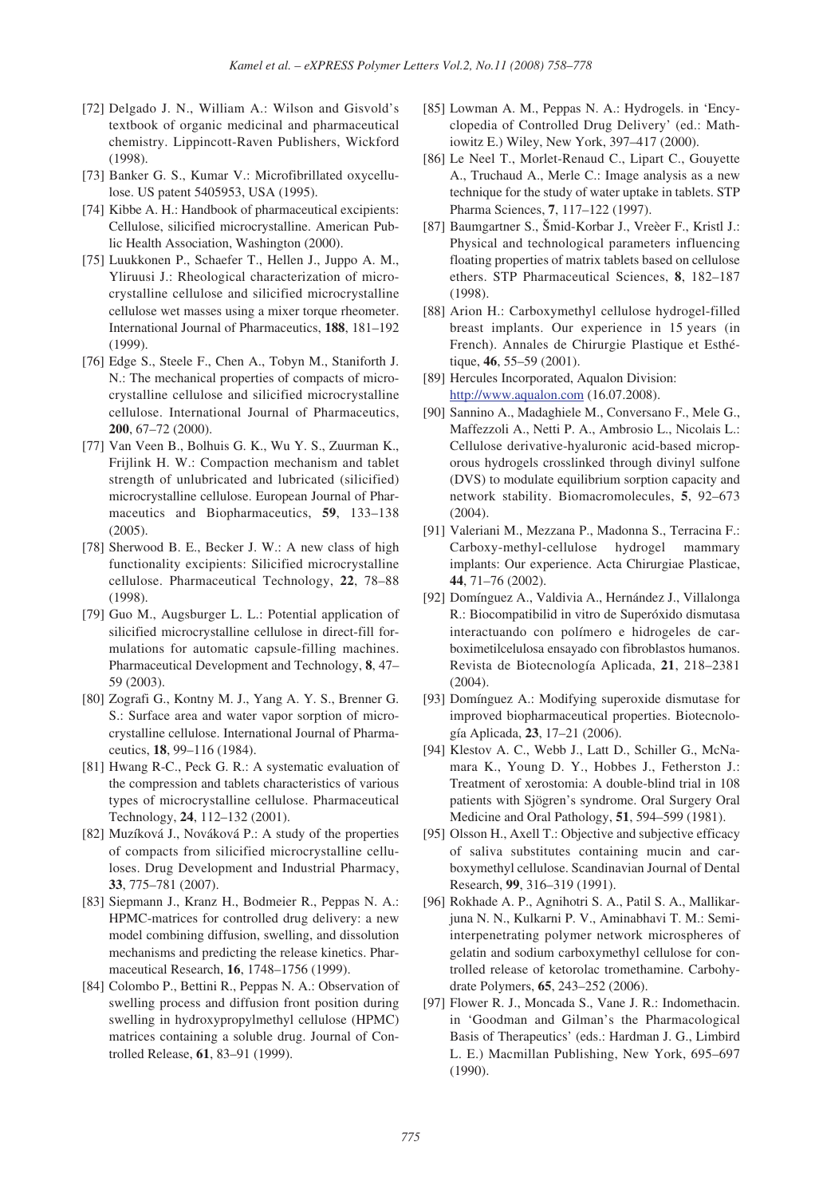[72] Delgado J. N., William A.: Wilson and Gisvold's textbook of organic medicinal and pharmaceutical chemistry. Lippincott-Raven Publishers, Wickford (1998).

[73] Banker G. S., Kumar V.: Microfibrillated oxycellulose. US patent 5405953, USA (1995).

[74] Kibbe A. H.: Handbook of pharmaceutical excipients: Cellulose, silicified microcrystalline. American Public Health Association, Washington (2000).

[75] Luukkonen P., Schaefer T., Hellen J., Juppo A. M., Yliruusi J.: Rheological characterization of microcrystalline cellulose and silicified microcrystalline cellulose wet masses using a mixer torque rheometer. International Journal of Pharmaceutics, **188**, 181–192 (1999).

[76] Edge S., Steele F., Chen A., Tobyn M., Staniforth J. N.: The mechanical properties of compacts of microcrystalline cellulose and silicified microcrystalline cellulose. International Journal of Pharmaceutics, **200**, 67–72 (2000).

[77] Van Veen B., Bolhuis G. K., Wu Y. S., Zuurman K., Frijlink H. W.: Compaction mechanism and tablet strength of unlubricated and lubricated (silicified) microcrystalline cellulose. European Journal of Pharmaceutics and Biopharmaceutics, **59**, 133–138 (2005).

[78] Sherwood B. E., Becker J. W.: A new class of high functionality excipients: Silicified microcrystalline cellulose. Pharmaceutical Technology, **22**, 78–88 (1998).

[79] Guo M., Augsburger L. L.: Potential application of silicified microcrystalline cellulose in direct-fill formulations for automatic capsule-filling machines. Pharmaceutical Development and Technology, **8**, 47–59 (2003).

[80] Zografi G., Kontny M. J., Yang A. Y. S., Brenner G. S.: Surface area and water vapor sorption of microcrystalline cellulose. International Journal of Pharmaceutics, **18**, 99–116 (1984).

[81] Hwang R-C., Peck G. R.: A systematic evaluation of the compression and tablets characteristics of various types of microcrystalline cellulose. Pharmaceutical Technology, **24**, 112–132 (2001).

[82] Muzíková J., Nováková P.: A study of the properties of compacts from silicified microcrystalline celluloses. Drug Development and Industrial Pharmacy, **33**, 775–781 (2007).

[83] Siepmann J., Kranz H., Bodmeier R., Peppas N. A.: HPMC-matrices for controlled drug delivery: a new model combining diffusion, swelling, and dissolution mechanisms and predicting the release kinetics. Pharmaceutical Research, **16**, 1748–1756 (1999).

[84] Colombo P., Bettini R., Peppas N. A.: Observation of swelling process and diffusion front position during swelling in hydroxypropylmethyl cellulose (HPMC) matrices containing a soluble drug. Journal of Controlled Release, **61**, 83–91 (1999).

[85] Lowman A. M., Peppas N. A.: Hydrogels. in 'Encyclopedia of Controlled Drug Delivery' (ed.: Mathiowitz E.) Wiley, New York, 397–417 (2000).

[86] Le Neel T., Morlet-Renaud C., Lipart C., Gouyette A., Truchaud A., Merle C.: Image analysis as a new technique for the study of water uptake in tablets. STP Pharma Sciences, **7**, 117–122 (1997).

[87] Baumgartner S., Šmid-Korbar J., Vreèer F., Kristl J.: Physical and technological parameters influencing floating properties of matrix tablets based on cellulose ethers. STP Pharmaceutical Sciences, **8**, 182–187 (1998).

[88] Arion H.: Carboxymethyl cellulose hydrogel-filled breast implants. Our experience in 15 years (in French). Annales de Chirurgie Plastique et Esthétique, **46**, 55–59 (2001).

[89] Hercules Incorporated, Aqualon Division: http://www.aqualon.com (16.07.2008).

[90] Sannino A., Madaghiele M., Conversano F., Mele G., Maffezzoli A., Netti P. A., Ambrosio L., Nicolais L.: Cellulose derivative-hyaluronic acid-based microporous hydrogels crosslinked through divinyl sulfone (DVS) to modulate equilibrium sorption capacity and network stability. Biomacromolecules, **5**, 92–673 (2004).

[91] Valeriani M., Mezzana P., Madonna S., Terracina F.: Carboxy-methyl-cellulose hydrogel mammary implants: Our experience. Acta Chirurgiae Plasticae, **44**, 71–76 (2002).

[92] Domínguez A., Valdivia A., Hernández J., Villalonga R.: Biocompatibilid in vitro de Superóxido dismutasa interactuando con polímero e hidrogeles de carboximetilcelulosa ensayado con fibroblastos humanos. Revista de Biotecnología Aplicada, **21**, 218–2381 (2004).

[93] Domínguez A.: Modifying superoxide dismutase for improved biopharmaceutical properties. Biotecnología Aplicada, **23**, 17–21 (2006).

[94] Klestov A. C., Webb J., Latt D., Schiller G., McNamara K., Young D. Y., Hobbes J., Fetherston J.: Treatment of xerostomia: A double-blind trial in 108 patients with Sjögren's syndrome. Oral Surgery Oral Medicine and Oral Pathology, **51**, 594–599 (1981).

[95] Olsson H., Axell T.: Objective and subjective efficacy of saliva substitutes containing mucin and carboxymethyl cellulose. Scandinavian Journal of Dental Research, **99**, 316–319 (1991).

[96] Rokhade A. P., Agnihotri S. A., Patil S. A., Mallikarjuna N. N., Kulkarni P. V., Aminabhavi T. M.: Semi-interpenetrating polymer network microspheres of gelatin and sodium carboxymethyl cellulose for controlled release of ketorolac tromethamine. Carbohydrate Polymers, **65**, 243–252 (2006).

[97] Flower R. J., Moncada S., Vane J. R.: Indomethacin. in 'Goodman and Gilman's the Pharmacological Basis of Therapeutics' (eds.: Hardman J. G., Limbird L. E.) Macmillan Publishing, New York, 695–697 (1990).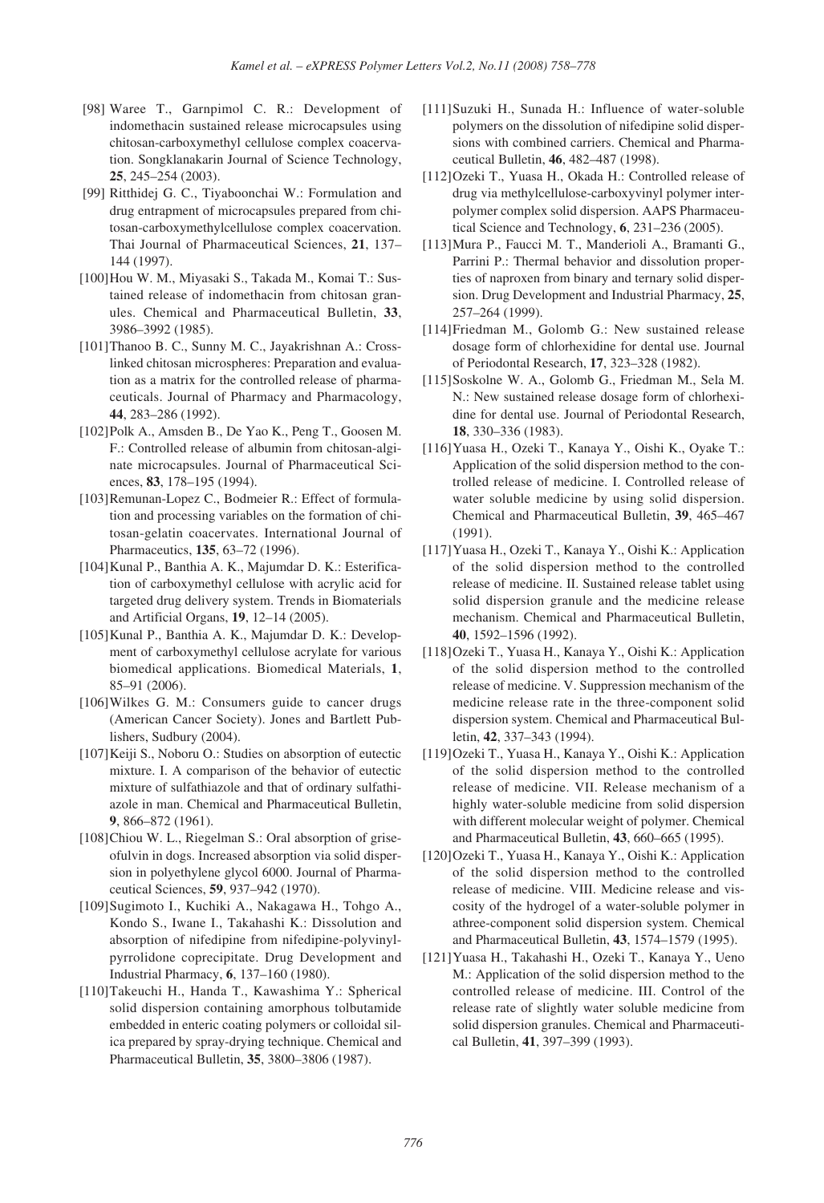[98] Waree T., Garnpimol C. R.: Development of indomethacin sustained release microcapsules using chitosan-carboxymethyl cellulose complex coacervation. Songklanakarin Journal of Science Technology, **25**, 245–254 (2003).

[99] Ritthidej G. C., Tiyaboonchai W.: Formulation and drug entrapment of microcapsules prepared from chitosan-carboxymethylcellulose complex coacervation. Thai Journal of Pharmaceutical Sciences, **21**, 137–144 (1997).

[100] Hou W. M., Miyasaki S., Takada M., Komai T.: Sustained release of indomethacin from chitosan granules. Chemical and Pharmaceutical Bulletin, **33**, 3986–3992 (1985).

[101] Thanoo B. C., Sunny M. C., Jayakrishnan A.: Crosslinked chitosan microspheres: Preparation and evaluation as a matrix for the controlled release of pharmaceuticals. Journal of Pharmacy and Pharmacology, **44**, 283–286 (1992).

[102] Polk A., Amsden B., De Yao K., Peng T., Goosen M. F.: Controlled release of albumin from chitosan-alginate microcapsules. Journal of Pharmaceutical Sciences, **83**, 178–195 (1994).

[103] Remunan-Lopez C., Bodmeier R.: Effect of formulation and processing variables on the formation of chitosan-gelatin coacervates. International Journal of Pharmaceutics, **135**, 63–72 (1996).

[104] Kunal P., Banthia A. K., Majumdar D. K.: Esterification of carboxymethyl cellulose with acrylic acid for targeted drug delivery system. Trends in Biomaterials and Artificial Organs, **19**, 12–14 (2005).

[105] Kunal P., Banthia A. K., Majumdar D. K.: Development of carboxymethyl cellulose acrylate for various biomedical applications. Biomedical Materials, **1**, 85–91 (2006).

[106] Wilkes G. M.: Consumers guide to cancer drugs (American Cancer Society). Jones and Bartlett Publishers, Sudbury (2004).

[107] Keiji S., Noboru O.: Studies on absorption of eutectic mixture. I. A comparison of the behavior of eutectic mixture of sulfathiazole and that of ordinary sulfathiazole in man. Chemical and Pharmaceutical Bulletin, **9**, 866–872 (1961).

[108] Chiou W. L., Riegelman S.: Oral absorption of griseofulvin in dogs. Increased absorption via solid dispersion in polyethylene glycol 6000. Journal of Pharmaceutical Sciences, **59**, 937–942 (1970).

[109] Sugimoto I., Kuchiki A., Nakagawa H., Tohgo A., Kondo S., Iwane I., Takahashi K.: Dissolution and absorption of nifedipine from nifedipine-polyvinylpyrrolidone coprecipitate. Drug Development and Industrial Pharmacy, **6**, 137–160 (1980).

[110] Takeuchi H., Handa T., Kawashima Y.: Spherical solid dispersion containing amorphous tolbutamide embedded in enteric coating polymers or colloidal silica prepared by spray-drying technique. Chemical and Pharmaceutical Bulletin, **35**, 3800–3806 (1987).

[111] Suzuki H., Sunada H.: Influence of water-soluble polymers on the dissolution of nifedipine solid dispersions with combined carriers. Chemical and Pharmaceutical Bulletin, **46**, 482–487 (1998).

[112] Ozeki T., Yuasa H., Okada H.: Controlled release of drug via methylcellulose-carboxyvinyl polymer interpolymer complex solid dispersion. AAPS Pharmaceutical Science and Technology, **6**, 231–236 (2005).

[113] Mura P., Faucci M. T., Manderioli A., Bramanti G., Parrini P.: Thermal behavior and dissolution properties of naproxen from binary and ternary solid dispersion. Drug Development and Industrial Pharmacy, **25**, 257–264 (1999).

[114] Friedman M., Golomb G.: New sustained release dosage form of chlorhexidine for dental use. Journal of Periodontal Research, **17**, 323–328 (1982).

[115] Soskolne W. A., Golomb G., Friedman M., Sela M. N.: New sustained release dosage form of chlorhexidine for dental use. Journal of Periodontal Research, **18**, 330–336 (1983).

[116] Yuasa H., Ozeki T., Kanaya Y., Oishi K., Oyake T.: Application of the solid dispersion method to the controlled release of medicine. I. Controlled release of water soluble medicine by using solid dispersion. Chemical and Pharmaceutical Bulletin, **39**, 465–467 (1991).

[117] Yuasa H., Ozeki T., Kanaya Y., Oishi K.: Application of the solid dispersion method to the controlled release of medicine. II. Sustained release tablet using solid dispersion granule and the medicine release mechanism. Chemical and Pharmaceutical Bulletin, **40**, 1592–1596 (1992).

[118] Ozeki T., Yuasa H., Kanaya Y., Oishi K.: Application of the solid dispersion method to the controlled release of medicine. V. Suppression mechanism of the medicine release rate in the three-component solid dispersion system. Chemical and Pharmaceutical Bulletin, **42**, 337–343 (1994).

[119] Ozeki T., Yuasa H., Kanaya Y., Oishi K.: Application of the solid dispersion method to the controlled release of medicine. VII. Release mechanism of a highly water-soluble medicine from solid dispersion with different molecular weight of polymer. Chemical and Pharmaceutical Bulletin, **43**, 660–665 (1995).

[120] Ozeki T., Yuasa H., Kanaya Y., Oishi K.: Application of the solid dispersion method to the controlled release of medicine. VIII. Medicine release and viscosity of the hydrogel of a water-soluble polymer in athree-component solid dispersion system. Chemical and Pharmaceutical Bulletin, **43**, 1574–1579 (1995).

[121] Yuasa H., Takahashi H., Ozeki T., Kanaya Y., Ueno M.: Application of the solid dispersion method to the controlled release of medicine. III. Control of the release rate of slightly water soluble medicine from solid dispersion granules. Chemical and Pharmaceutical Bulletin, **41**, 397–399 (1993).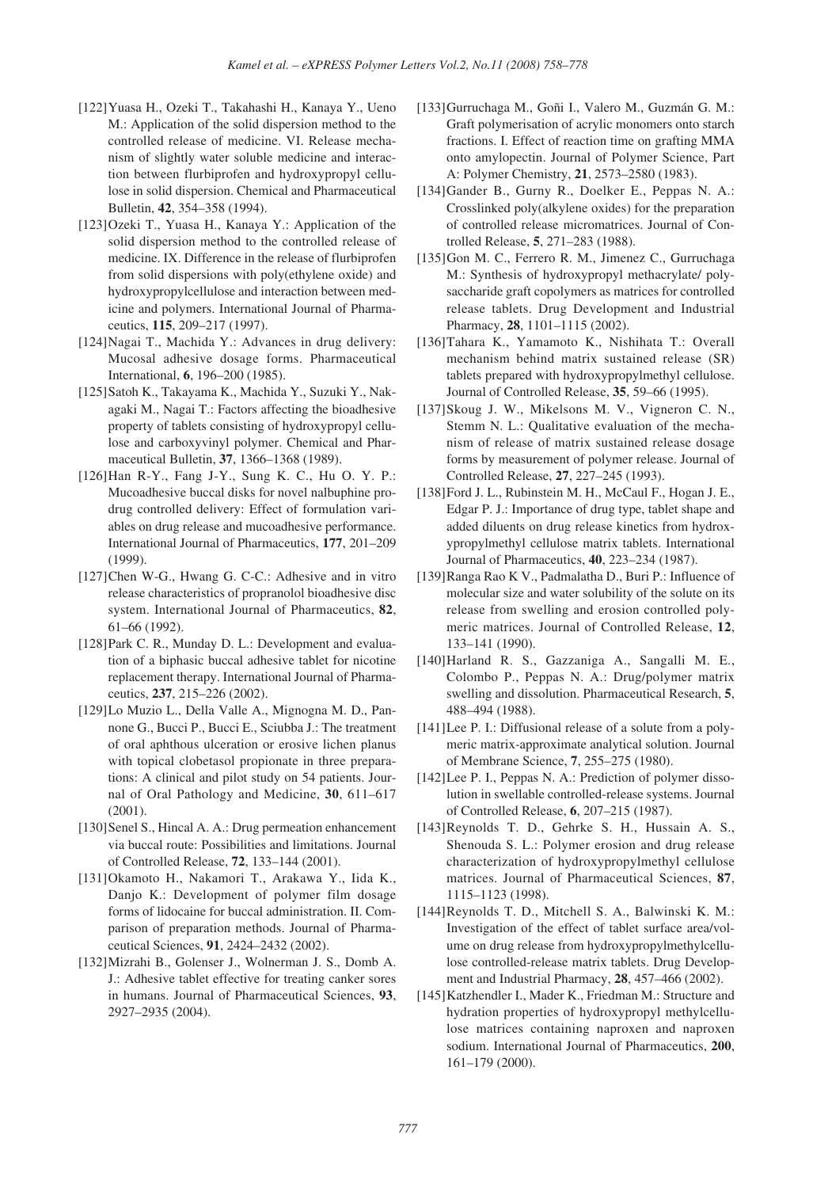[122] Yuasa H., Ozeki T., Takahashi H., Kanaya Y., Ueno M.: Application of the solid dispersion method to the controlled release of medicine. VI. Release mechanism of slightly water soluble medicine and interaction between flurbiprofen and hydroxypropyl cellulose in solid dispersion. Chemical and Pharmaceutical Bulletin, **42**, 354–358 (1994).

[123] Ozeki T., Yuasa H., Kanaya Y.: Application of the solid dispersion method to the controlled release of medicine. IX. Difference in the release of flurbiprofen from solid dispersions with poly(ethylene oxide) and hydroxypropylcellulose and interaction between medicine and polymers. International Journal of Pharmaceutics, **115**, 209–217 (1997).

[124] Nagai T., Machida Y.: Advances in drug delivery: Mucosal adhesive dosage forms. Pharmaceutical International, **6**, 196–200 (1985).

[125] Satoh K., Takayama K., Machida Y., Suzuki Y., Nakagaki M., Nagai T.: Factors affecting the bioadhesive property of tablets consisting of hydroxypropyl cellulose and carboxyvinyl polymer. Chemical and Pharmaceutical Bulletin, **37**, 1366–1368 (1989).

[126] Han R-Y., Fang J-Y., Sung K. C., Hu O. Y. P.: Mucoadhesive buccal disks for novel nalbuphine prodrug controlled delivery: Effect of formulation variables on drug release and mucoadhesive performance. International Journal of Pharmaceutics, **177**, 201–209 (1999).

[127] Chen W-G., Hwang G. C-C.: Adhesive and in vitro release characteristics of propranolol bioadhesive disc system. International Journal of Pharmaceutics, **82**, 61–66 (1992).

[128] Park C. R., Munday D. L.: Development and evaluation of a biphasic buccal adhesive tablet for nicotine replacement therapy. International Journal of Pharmaceutics, **237**, 215–226 (2002).

[129] Lo Muzio L., Della Valle A., Mignogna M. D., Pannone G., Bucci P., Bucci E., Sciubba J.: The treatment of oral aphthous ulceration or erosive lichen planus with topical clobetasol propionate in three preparations: A clinical and pilot study on 54 patients. Journal of Oral Pathology and Medicine, **30**, 611–617 (2001).

[130] Senel S., Hincal A. A.: Drug permeation enhancement via buccal route: Possibilities and limitations. Journal of Controlled Release, **72**, 133–144 (2001).

[131] Okamoto H., Nakamori T., Arakawa Y., Iida K., Danjo K.: Development of polymer film dosage forms of lidocaine for buccal administration. II. Comparison of preparation methods. Journal of Pharmaceutical Sciences, **91**, 2424–2432 (2002).

[132] Mizrahi B., Golenser J., Wolnerman J. S., Domb A. J.: Adhesive tablet effective for treating canker sores in humans. Journal of Pharmaceutical Sciences, **93**, 2927–2935 (2004).

[133] Gurruchaga M., Goñi I., Valero M., Guzmán G. M.: Graft polymerisation of acrylic monomers onto starch fractions. I. Effect of reaction time on grafting MMA onto amylopectin. Journal of Polymer Science, Part A: Polymer Chemistry, **21**, 2573–2580 (1983).

[134] Gander B., Gurny R., Doelker E., Peppas N. A.: Crosslinked poly(alkylene oxides) for the preparation of controlled release micromatrices. Journal of Controlled Release, **5**, 271–283 (1988).

[135] Gon M. C., Ferrero R. M., Jimenez C., Gurruchaga M.: Synthesis of hydroxypropyl methacrylate/ polysaccharide graft copolymers as matrices for controlled release tablets. Drug Development and Industrial Pharmacy, **28**, 1101–1115 (2002).

[136] Tahara K., Yamamoto K., Nishihata T.: Overall mechanism behind matrix sustained release (SR) tablets prepared with hydroxypropylmethyl cellulose. Journal of Controlled Release, **35**, 59–66 (1995).

[137] Skoug J. W., Mikelsons M. V., Vigneron C. N., Stemm N. L.: Qualitative evaluation of the mechanism of release of matrix sustained release dosage forms by measurement of polymer release. Journal of Controlled Release, **27**, 227–245 (1993).

[138] Ford J. L., Rubinstein M. H., McCaul F., Hogan J. E., Edgar P. J.: Importance of drug type, tablet shape and added diluents on drug release kinetics from hydroxypropylmethyl cellulose matrix tablets. International Journal of Pharmaceutics, **40**, 223–234 (1987).

[139] Ranga Rao K V., Padmalatha D., Buri P.: Influence of molecular size and water solubility of the solute on its release from swelling and erosion controlled polymeric matrices. Journal of Controlled Release, **12**, 133–141 (1990).

[140] Harland R. S., Gazzaniga A., Sangalli M. E., Colombo P., Peppas N. A.: Drug/polymer matrix swelling and dissolution. Pharmaceutical Research, **5**, 488–494 (1988).

[141] Lee P. I.: Diffusional release of a solute from a polymeric matrix-approximate analytical solution. Journal of Membrane Science, **7**, 255–275 (1980).

[142] Lee P. I., Peppas N. A.: Prediction of polymer dissolution in swellable controlled-release systems. Journal of Controlled Release, **6**, 207–215 (1987).

[143] Reynolds T. D., Gehrke S. H., Hussain A. S., Shenouda S. L.: Polymer erosion and drug release characterization of hydroxypropylmethyl cellulose matrices. Journal of Pharmaceutical Sciences, **87**, 1115–1123 (1998).

[144] Reynolds T. D., Mitchell S. A., Balwinski K. M.: Investigation of the effect of tablet surface area/volume on drug release from hydroxypropylmethylcellulose controlled-release matrix tablets. Drug Development and Industrial Pharmacy, **28**, 457–466 (2002).

[145] Katzhendler I., Mader K., Friedman M.: Structure and hydration properties of hydroxypropyl methylcellulose matrices containing naproxen and naproxen sodium. International Journal of Pharmaceutics, **200**, 161–179 (2000).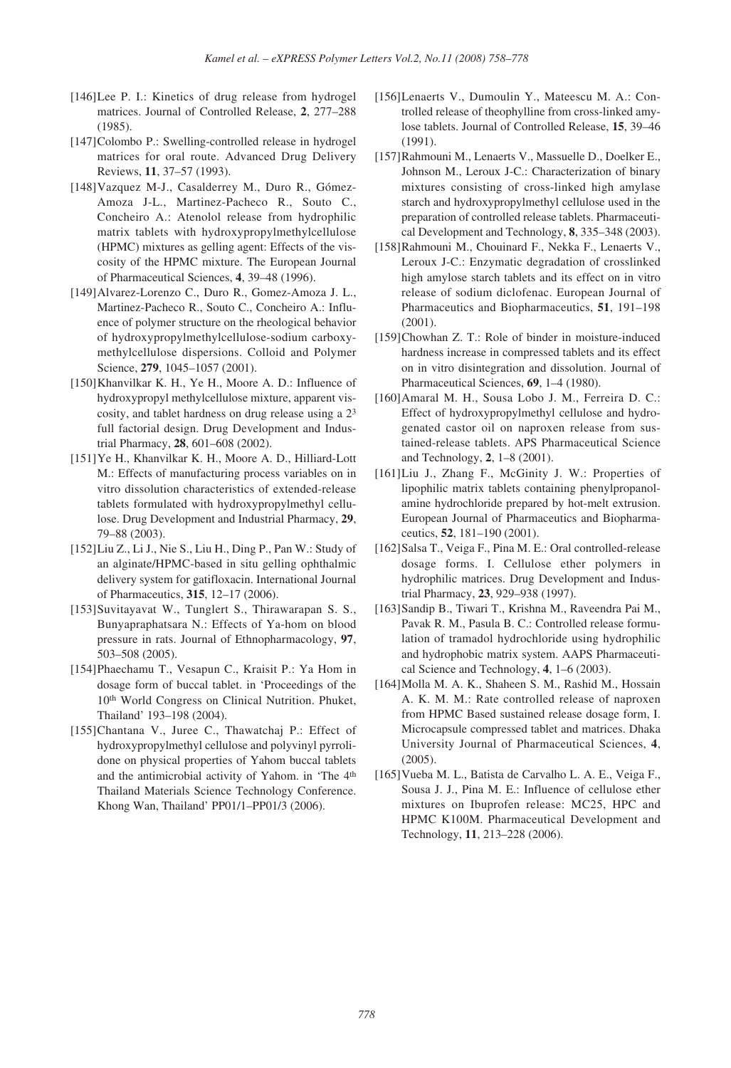[146]Lee P. I.: Kinetics of drug release from hydrogel matrices. Journal of Controlled Release, **2**, 277–288 (1985).

[147]Colombo P.: Swelling-controlled release in hydrogel matrices for oral route. Advanced Drug Delivery Reviews, **11**, 37–57 (1993).

[148]Vazquez M-J., Casalderrey M., Duro R., Gómez-Amoza J-L., Martinez-Pacheco R., Souto C., Concheiro A.: Atenolol release from hydrophilic matrix tablets with hydroxypropylmethylcellulose (HPMC) mixtures as gelling agent: Effects of the viscosity of the HPMC mixture. The European Journal of Pharmaceutical Sciences, **4**, 39–48 (1996).

[149]Alvarez-Lorenzo C., Duro R., Gomez-Amoza J. L., Martinez-Pacheco R., Souto C., Concheiro A.: Influence of polymer structure on the rheological behavior of hydroxypropylmethylcellulose-sodium carboxymethylcellulose dispersions. Colloid and Polymer Science, **279**, 1045–1057 (2001).

[150]Khanvilkar K. H., Ye H., Moore A. D.: Influence of hydroxypropyl methylcellulose mixture, apparent viscosity, and tablet hardness on drug release using a $2^3$ full factorial design. Drug Development and Industrial Pharmacy, **28**, 601–608 (2002).

[151]Ye H., Khanvilkar K. H., Moore A. D., Hilliard-Lott M.: Effects of manufacturing process variables on in vitro dissolution characteristics of extended-release tablets formulated with hydroxypropylmethyl cellulose. Drug Development and Industrial Pharmacy, **29**, 79–88 (2003).

[152]Liu Z., Li J., Nie S., Liu H., Ding P., Pan W.: Study of an alginate/HPMC-based in situ gelling ophthalmic delivery system for gatifloxacin. International Journal of Pharmaceutics, **315**, 12–17 (2006).

[153]Suvitayavat W., Tunglert S., Thirawarapan S. S., Bunyapraphatsara N.: Effects of Ya-hom on blood pressure in rats. Journal of Ethnopharmacology, **97**, 503–508 (2005).

[154]Phaechamu T., Vesapun C., Kraisit P.: Ya Hom in dosage form of buccal tablet. in 'Proceedings of the 10th World Congress on Clinical Nutrition. Phuket, Thailand' 193–198 (2004).

[155]Chantana V., Juree C., Thawatchaj P.: Effect of hydroxypropylmethyl cellulose and polyvinyl pyrrolidone on physical properties of Yahom buccal tablets and the antimicrobial activity of Yahom. in 'The 4th Thailand Materials Science Technology Conference. Khong Wan, Thailand' PP01/1–PP01/3 (2006).

[156]Lenaerts V., Dumoulin Y., Mateescu M. A.: Controlled release of theophylline from cross-linked amylose tablets. Journal of Controlled Release, **15**, 39–46 (1991).

[157]Rahmouni M., Lenaerts V., Massuelle D., Doelker E., Johnson M., Leroux J-C.: Characterization of binary mixtures consisting of cross-linked high amylase starch and hydroxypropylmethyl cellulose used in the preparation of controlled release tablets. Pharmaceutical Development and Technology, **8**, 335–348 (2003).

[158]Rahmouni M., Chouinard F., Nekka F., Lenaerts V., Leroux J-C.: Enzymatic degradation of crosslinked high amylose starch tablets and its effect on in vitro release of sodium diclofenac. European Journal of Pharmaceutics and Biopharmaceutics, **51**, 191–198 (2001).

[159]Chowhan Z. T.: Role of binder in moisture-induced hardness increase in compressed tablets and its effect on in vitro disintegration and dissolution. Journal of Pharmaceutical Sciences, **69**, 1–4 (1980).

[160]Amaral M. H., Sousa Lobo J. M., Ferreira D. C.: Effect of hydroxypropylmethyl cellulose and hydrogenated castor oil on naproxen release from sustained-release tablets. APS Pharmaceutical Science and Technology, **2**, 1–8 (2001).

[161]Liu J., Zhang F., McGinity J. W.: Properties of lipophilic matrix tablets containing phenylpropanolamine hydrochloride prepared by hot-melt extrusion. European Journal of Pharmaceutics and Biopharmaceutics, **52**, 181–190 (2001).

[162]Salsa T., Veiga F., Pina M. E.: Oral controlled-release dosage forms. I. Cellulose ether polymers in hydrophilic matrices. Drug Development and Industrial Pharmacy, **23**, 929–938 (1997).

[163]Sandip B., Tiwari T., Krishna M., Raveendra Pai M., Pavak R. M., Pasula B. C.: Controlled release formulation of tramadol hydrochloride using hydrophilic and hydrophobic matrix system. AAPS Pharmaceutical Science and Technology, **4**, 1–6 (2003).

[164]Molla M. A. K., Shaheen S. M., Rashid M., Hossain A. K. M. M.: Rate controlled release of naproxen from HPMC Based sustained release dosage form, I. Microcapsule compressed tablet and matrices. Dhaka University Journal of Pharmaceutical Sciences, **4**, (2005).

[165]Vueba M. L., Batista de Carvalho L. A. E., Veiga F., Sousa J. J., Pina M. E.: Influence of cellulose ether mixtures on Ibuprofen release: MC25, HPC and HPMC K100M. Pharmaceutical Development and Technology, **11**, 213–228 (2006).